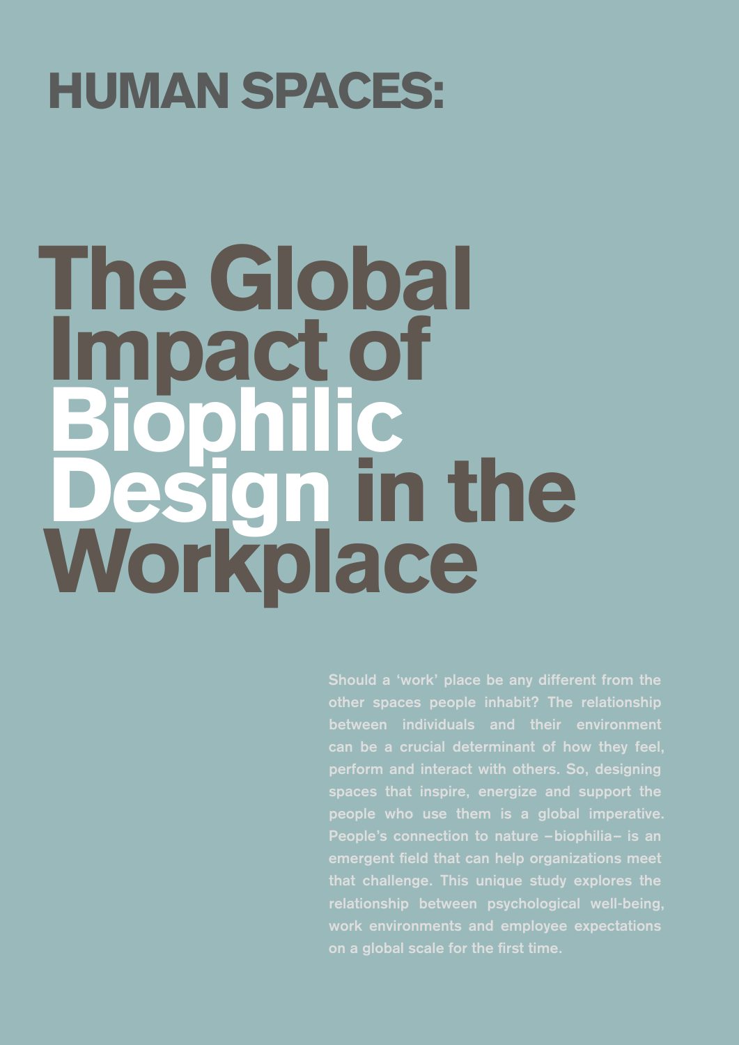# HUMAN SPACES:

# The Global Impact of Biophilic Design in the Workplace

Should a 'work' place be any different from the other spaces people inhabit? The relationship between individuals and their environment can be a crucial determinant of how they feel, perform and interact with others. So, designing spaces that inspire, energize and support the people who use them is a global imperative. People's connection to nature –biophilia– is an emergent field that can help organizations meet that challenge. This unique study explores the relationship between psychological well-being, work environments and employee expectations on a global scale for the first time.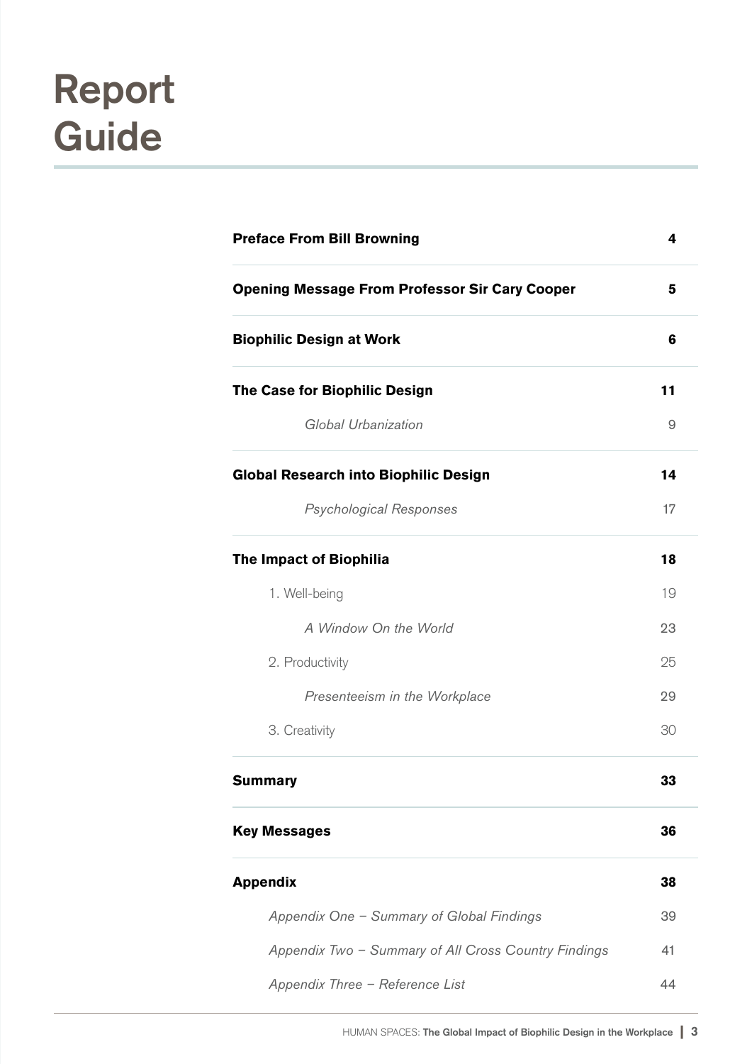# Report Guide

| | |
|---|---|
| **Preface From Bill Browning** | **4** |
| **Opening Message From Professor Sir Cary Cooper** | **5** |
| **Biophilic Design at Work** | **6** |
| **The Case for Biophilic Design** | **11** |
| *Global Urbanization* | 9 |
| **Global Research into Biophilic Design** | **14** |
| *Psychological Responses* | 17 |
| **The Impact of Biophilia** | **18** |
| 1. Well-being | 19 |
| *A Window On the World* | 23 |
| 2. Productivity | 25 |
| *Presenteeism in the Workplace* | 29 |
| 3. Creativity | 30 |
| **Summary** | **33** |
| **Key Messages** | **36** |
| **Appendix** | **38** |
| *Appendix One – Summary of Global Findings* | 39 |
| *Appendix Two – Summary of All Cross Country Findings* | 41 |
| *Appendix Three – Reference List* | 44 |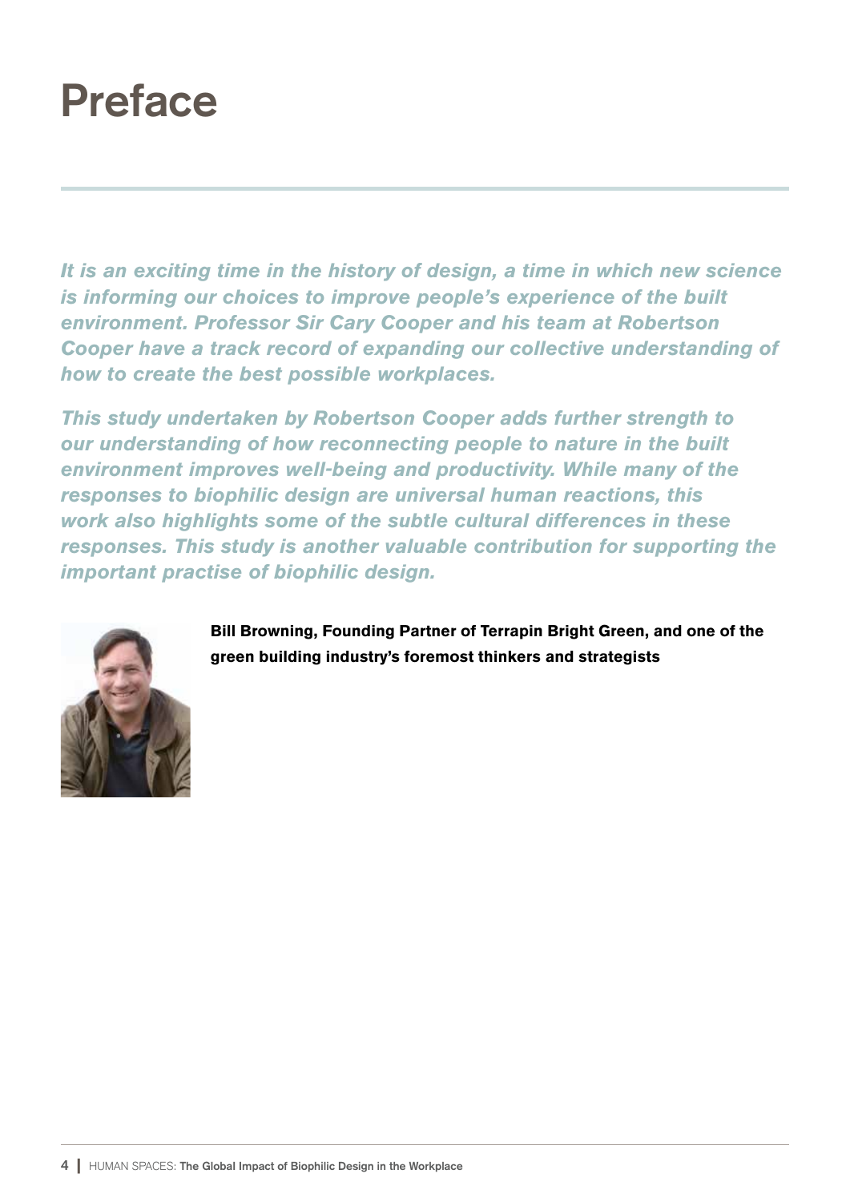# Preface

*It is an exciting time in the history of design, a time in which new science is informing our choices to improve people's experience of the built environment. Professor Sir Cary Cooper and his team at Robertson Cooper have a track record of expanding our collective understanding of how to create the best possible workplaces.*

*This study undertaken by Robertson Cooper adds further strength to our understanding of how reconnecting people to nature in the built environment improves well-being and productivity. While many of the responses to biophilic design are universal human reactions, this work also highlights some of the subtle cultural differences in these responses. This study is another valuable contribution for supporting the important practise of biophilic design.*

**Bill Browning, Founding Partner of Terrapin Bright Green, and one of the green building industry's foremost thinkers and strategists**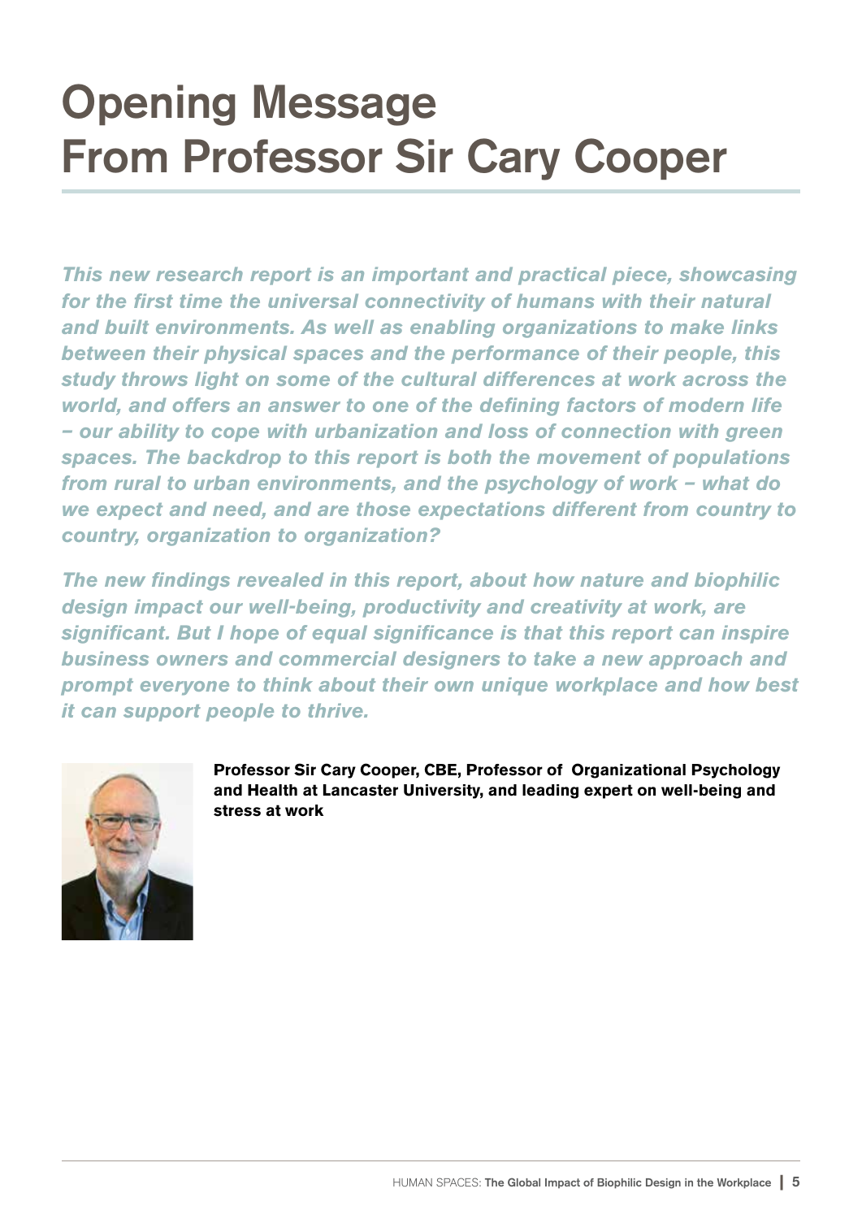# Opening Message From Professor Sir Cary Cooper

***This new research report is an important and practical piece, showcasing for the first time the universal connectivity of humans with their natural and built environments. As well as enabling organizations to make links between their physical spaces and the performance of their people, this study throws light on some of the cultural differences at work across the world, and offers an answer to one of the defining factors of modern life – our ability to cope with urbanization and loss of connection with green spaces. The backdrop to this report is both the movement of populations from rural to urban environments, and the psychology of work – what do we expect and need, and are those expectations different from country to country, organization to organization?***

***The new findings revealed in this report, about how nature and biophilic design impact our well-being, productivity and creativity at work, are significant. But I hope of equal significance is that this report can inspire business owners and commercial designers to take a new approach and prompt everyone to think about their own unique workplace and how best it can support people to thrive.***

**Professor Sir Cary Cooper, CBE, Professor of Organizational Psychology and Health at Lancaster University, and leading expert on well-being and stress at work**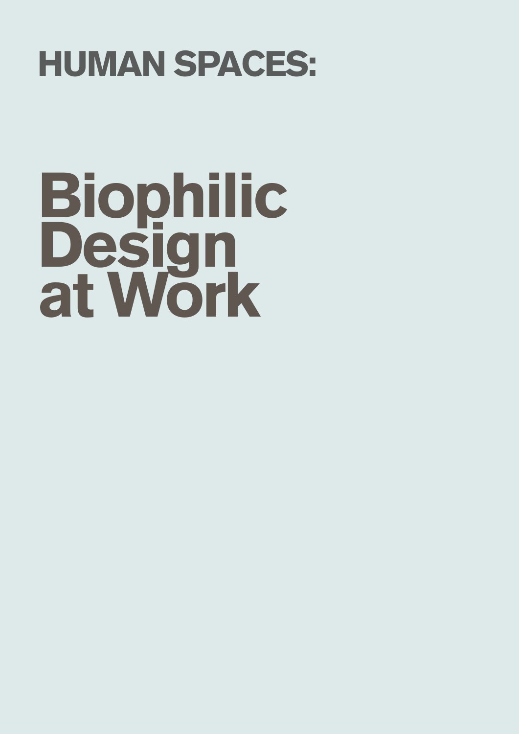## HUMAN SPACES:

# Biophilic Design at Work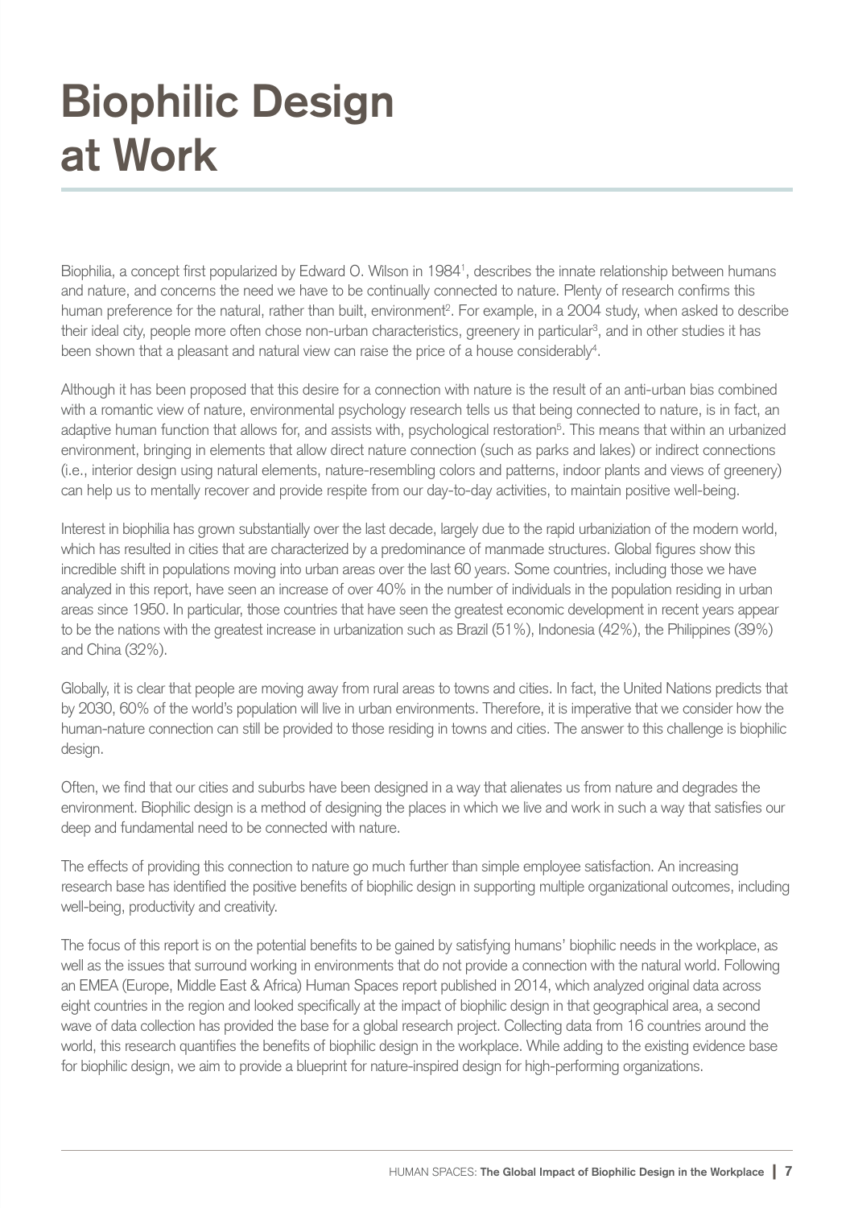# Biophilic Design at Work

Biophilia, a concept first popularized by Edward O. Wilson in 1984[1], describes the innate relationship between humans and nature, and concerns the need we have to be continually connected to nature. Plenty of research confirms this human preference for the natural, rather than built, environment[2]. For example, in a 2004 study, when asked to describe their ideal city, people more often chose non-urban characteristics, greenery in particular[3], and in other studies it has been shown that a pleasant and natural view can raise the price of a house considerably[4].

Although it has been proposed that this desire for a connection with nature is the result of an anti-urban bias combined with a romantic view of nature, environmental psychology research tells us that being connected to nature, is in fact, an adaptive human function that allows for, and assists with, psychological restoration[5]. This means that within an urbanized environment, bringing in elements that allow direct nature connection (such as parks and lakes) or indirect connections (i.e., interior design using natural elements, nature-resembling colors and patterns, indoor plants and views of greenery) can help us to mentally recover and provide respite from our day-to-day activities, to maintain positive well-being.

Interest in biophilia has grown substantially over the last decade, largely due to the rapid urbaniziation of the modern world, which has resulted in cities that are characterized by a predominance of manmade structures. Global figures show this incredible shift in populations moving into urban areas over the last 60 years. Some countries, including those we have analyzed in this report, have seen an increase of over 40% in the number of individuals in the population residing in urban areas since 1950. In particular, those countries that have seen the greatest economic development in recent years appear to be the nations with the greatest increase in urbanization such as Brazil (51%), Indonesia (42%), the Philippines (39%) and China (32%).

Globally, it is clear that people are moving away from rural areas to towns and cities. In fact, the United Nations predicts that by 2030, 60% of the world's population will live in urban environments. Therefore, it is imperative that we consider how the human-nature connection can still be provided to those residing in towns and cities. The answer to this challenge is biophilic design.

Often, we find that our cities and suburbs have been designed in a way that alienates us from nature and degrades the environment. Biophilic design is a method of designing the places in which we live and work in such a way that satisfies our deep and fundamental need to be connected with nature.

The effects of providing this connection to nature go much further than simple employee satisfaction. An increasing research base has identified the positive benefits of biophilic design in supporting multiple organizational outcomes, including well-being, productivity and creativity.

The focus of this report is on the potential benefits to be gained by satisfying humans' biophilic needs in the workplace, as well as the issues that surround working in environments that do not provide a connection with the natural world. Following an EMEA (Europe, Middle East & Africa) Human Spaces report published in 2014, which analyzed original data across eight countries in the region and looked specifically at the impact of biophilic design in that geographical area, a second wave of data collection has provided the base for a global research project. Collecting data from 16 countries around the world, this research quantifies the benefits of biophilic design in the workplace. While adding to the existing evidence base for biophilic design, we aim to provide a blueprint for nature-inspired design for high-performing organizations.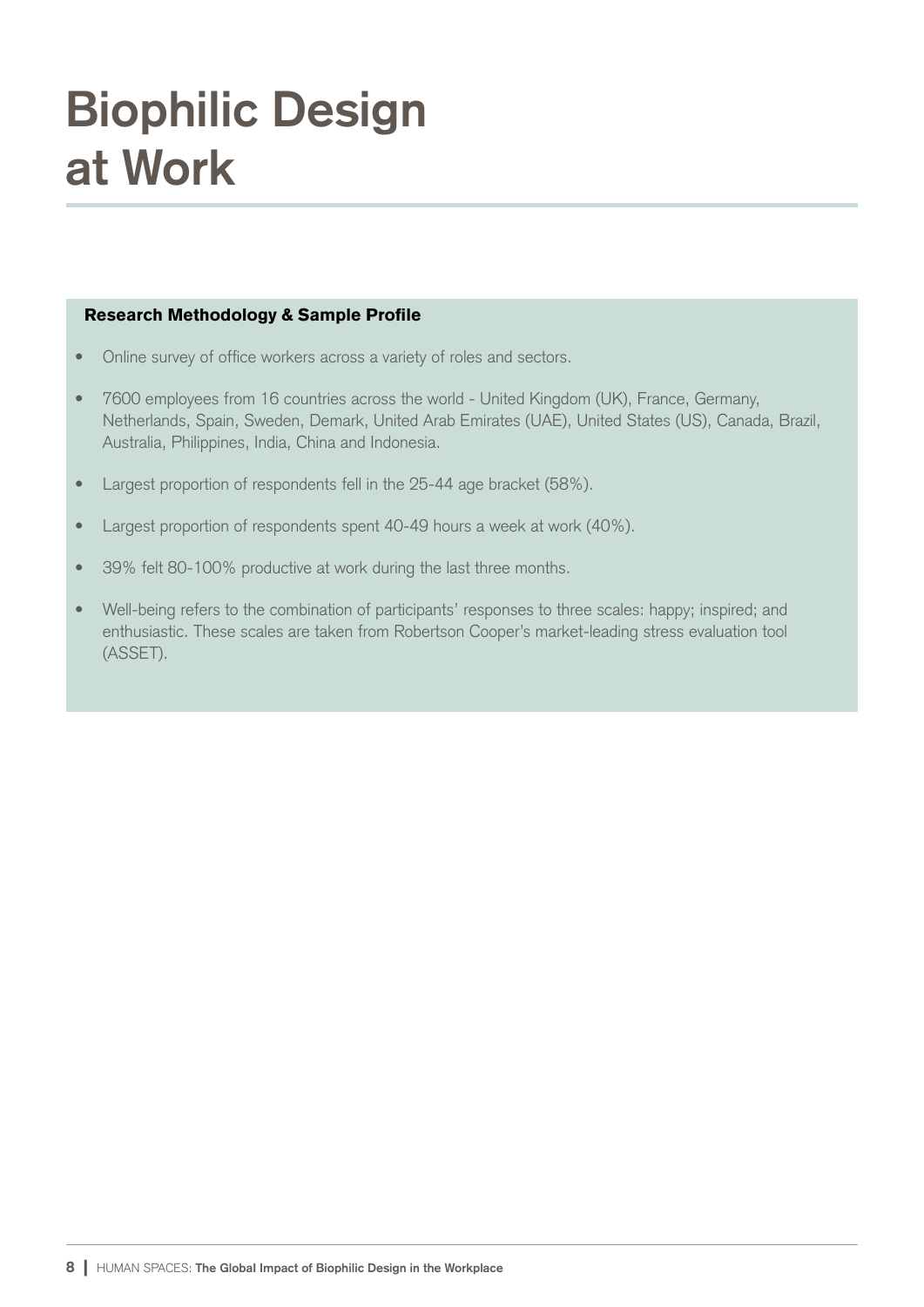# Biophilic Design at Work

**Research Methodology & Sample Profile**

- Online survey of office workers across a variety of roles and sectors.
- 7600 employees from 16 countries across the world - United Kingdom (UK), France, Germany, Netherlands, Spain, Sweden, Demark, United Arab Emirates (UAE), United States (US), Canada, Brazil, Australia, Philippines, India, China and Indonesia.
- Largest proportion of respondents fell in the 25-44 age bracket (58%).
- Largest proportion of respondents spent 40-49 hours a week at work (40%).
- 39% felt 80-100% productive at work during the last three months.
- Well-being refers to the combination of participants' responses to three scales: happy; inspired; and enthusiastic. These scales are taken from Robertson Cooper's market-leading stress evaluation tool (ASSET).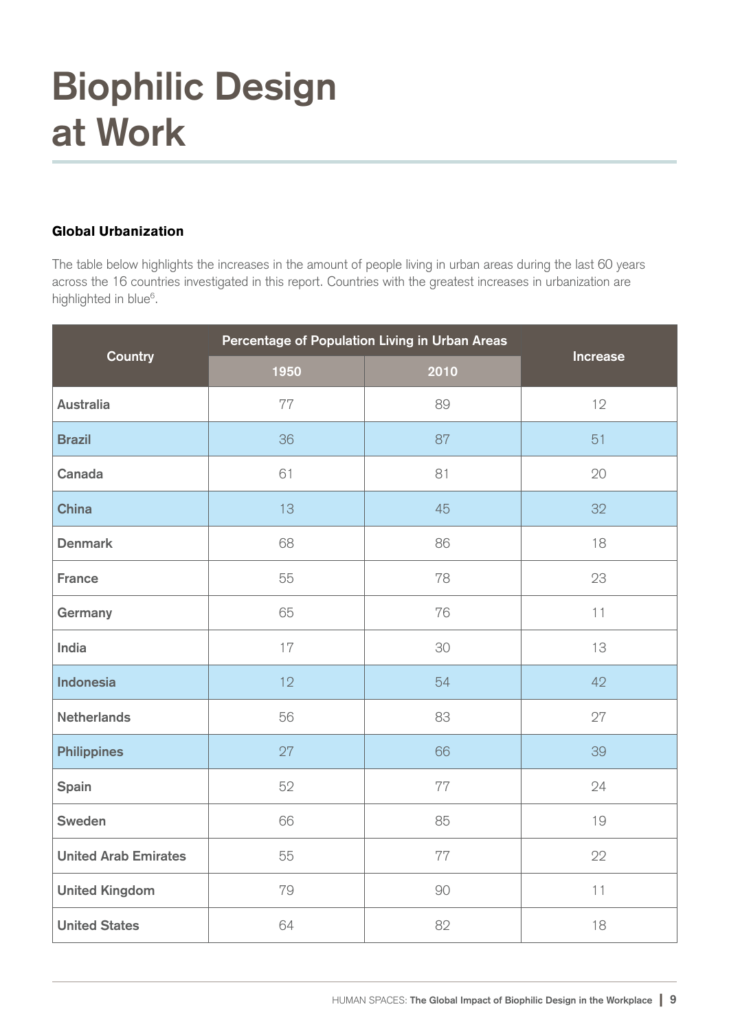# Biophilic Design at Work

### Global Urbanization

The table below highlights the increases in the amount of people living in urban areas during the last 60 years across the 16 countries investigated in this report. Countries with the greatest increases in urbanization are highlighted in blue[6].

| Country | Percentage of Population Living in Urban Areas | | Increase |
|---|---|---|---|
| | 1950 | 2010 | |
| Australia | 77 | 89 | 12 |
| Brazil | 36 | 87 | 51 |
| Canada | 61 | 81 | 20 |
| China | 13 | 45 | 32 |
| Denmark | 68 | 86 | 18 |
| France | 55 | 78 | 23 |
| Germany | 65 | 76 | 11 |
| India | 17 | 30 | 13 |
| Indonesia | 12 | 54 | 42 |
| Netherlands | 56 | 83 | 27 |
| Philippines | 27 | 66 | 39 |
| Spain | 52 | 77 | 24 |
| Sweden | 66 | 85 | 19 |
| United Arab Emirates | 55 | 77 | 22 |
| United Kingdom | 79 | 90 | 11 |
| United States | 64 | 82 | 18 |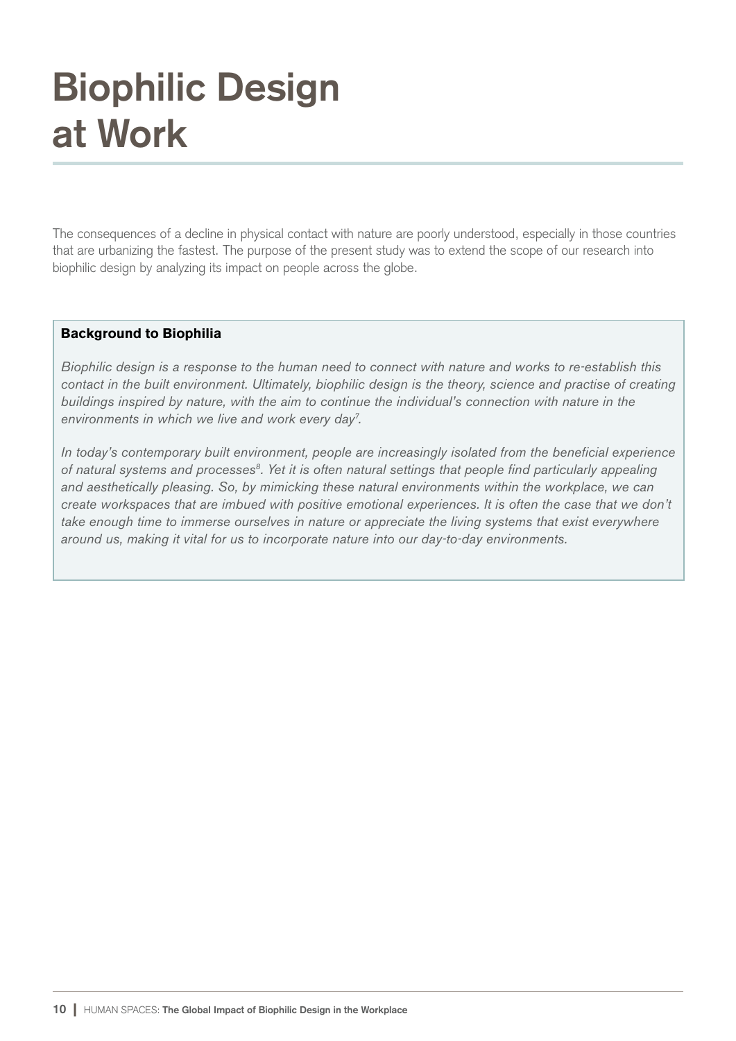# Biophilic Design at Work

The consequences of a decline in physical contact with nature are poorly understood, especially in those countries that are urbanizing the fastest. The purpose of the present study was to extend the scope of our research into biophilic design by analyzing its impact on people across the globe.

**Background to Biophilia**

*Biophilic design is a response to the human need to connect with nature and works to re-establish this contact in the built environment. Ultimately, biophilic design is the theory, science and practise of creating buildings inspired by nature, with the aim to continue the individual's connection with nature in the environments in which we live and work every day[7].*

*In today's contemporary built environment, people are increasingly isolated from the beneficial experience of natural systems and processes[8]. Yet it is often natural settings that people find particularly appealing and aesthetically pleasing. So, by mimicking these natural environments within the workplace, we can create workspaces that are imbued with positive emotional experiences. It is often the case that we don't take enough time to immerse ourselves in nature or appreciate the living systems that exist everywhere around us, making it vital for us to incorporate nature into our day-to-day environments.*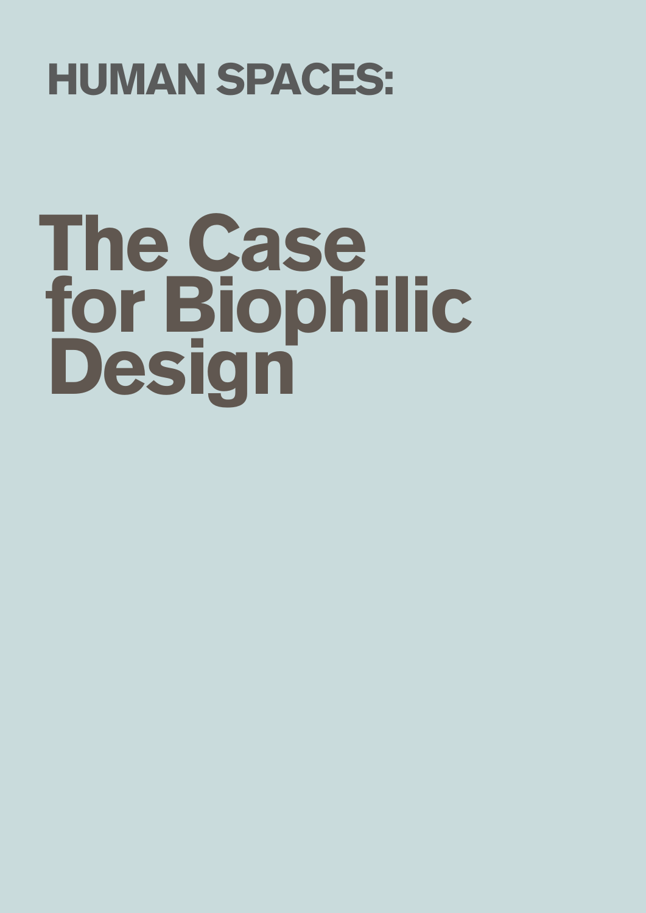# HUMAN SPACES:

# The Case for Biophilic Design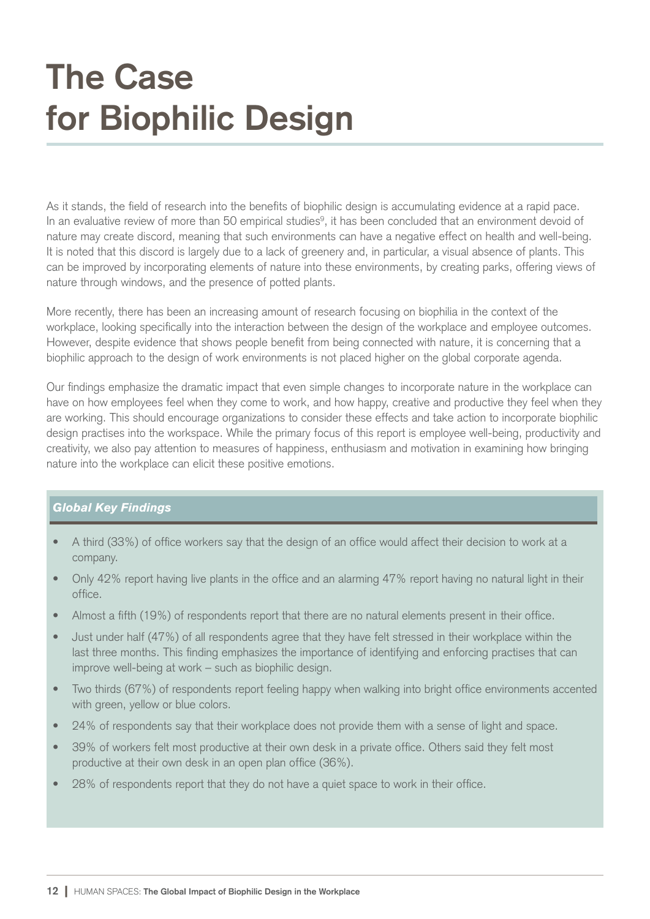# The Case for Biophilic Design

As it stands, the field of research into the benefits of biophilic design is accumulating evidence at a rapid pace. In an evaluative review of more than 50 empirical studies[9], it has been concluded that an environment devoid of nature may create discord, meaning that such environments can have a negative effect on health and well-being. It is noted that this discord is largely due to a lack of greenery and, in particular, a visual absence of plants. This can be improved by incorporating elements of nature into these environments, by creating parks, offering views of nature through windows, and the presence of potted plants.

More recently, there has been an increasing amount of research focusing on biophilia in the context of the workplace, looking specifically into the interaction between the design of the workplace and employee outcomes. However, despite evidence that shows people benefit from being connected with nature, it is concerning that a biophilic approach to the design of work environments is not placed higher on the global corporate agenda.

Our findings emphasize the dramatic impact that even simple changes to incorporate nature in the workplace can have on how employees feel when they come to work, and how happy, creative and productive they feel when they are working. This should encourage organizations to consider these effects and take action to incorporate biophilic design practises into the workspace. While the primary focus of this report is employee well-being, productivity and creativity, we also pay attention to measures of happiness, enthusiasm and motivation in examining how bringing nature into the workplace can elicit these positive emotions.

***Global Key Findings***

- A third (33%) of office workers say that the design of an office would affect their decision to work at a company.
- Only 42% report having live plants in the office and an alarming 47% report having no natural light in their office.
- Almost a fifth (19%) of respondents report that there are no natural elements present in their office.
- Just under half (47%) of all respondents agree that they have felt stressed in their workplace within the last three months. This finding emphasizes the importance of identifying and enforcing practises that can improve well-being at work – such as biophilic design.
- Two thirds (67%) of respondents report feeling happy when walking into bright office environments accented with green, yellow or blue colors.
- 24% of respondents say that their workplace does not provide them with a sense of light and space.
- 39% of workers felt most productive at their own desk in a private office. Others said they felt most productive at their own desk in an open plan office (36%).
- 28% of respondents report that they do not have a quiet space to work in their office.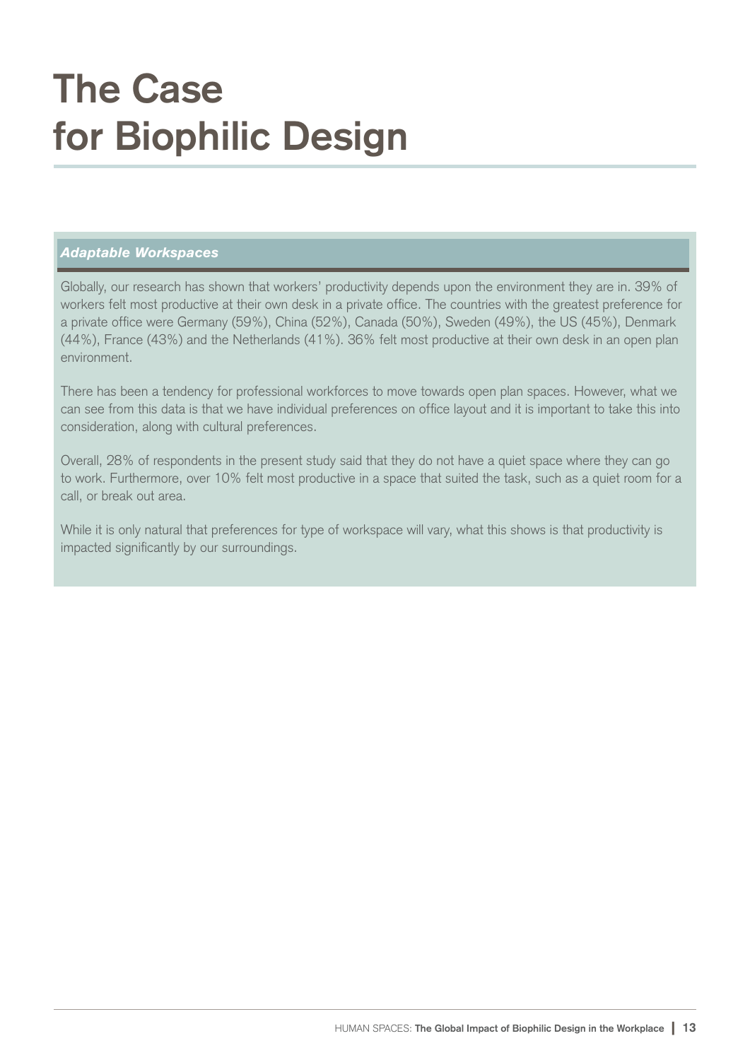# The Case for Biophilic Design

### *Adaptable Workspaces*

Globally, our research has shown that workers' productivity depends upon the environment they are in. 39% of workers felt most productive at their own desk in a private office. The countries with the greatest preference for a private office were Germany (59%), China (52%), Canada (50%), Sweden (49%), the US (45%), Denmark (44%), France (43%) and the Netherlands (41%). 36% felt most productive at their own desk in an open plan environment.

There has been a tendency for professional workforces to move towards open plan spaces. However, what we can see from this data is that we have individual preferences on office layout and it is important to take this into consideration, along with cultural preferences.

Overall, 28% of respondents in the present study said that they do not have a quiet space where they can go to work. Furthermore, over 10% felt most productive in a space that suited the task, such as a quiet room for a call, or break out area.

While it is only natural that preferences for type of workspace will vary, what this shows is that productivity is impacted significantly by our surroundings.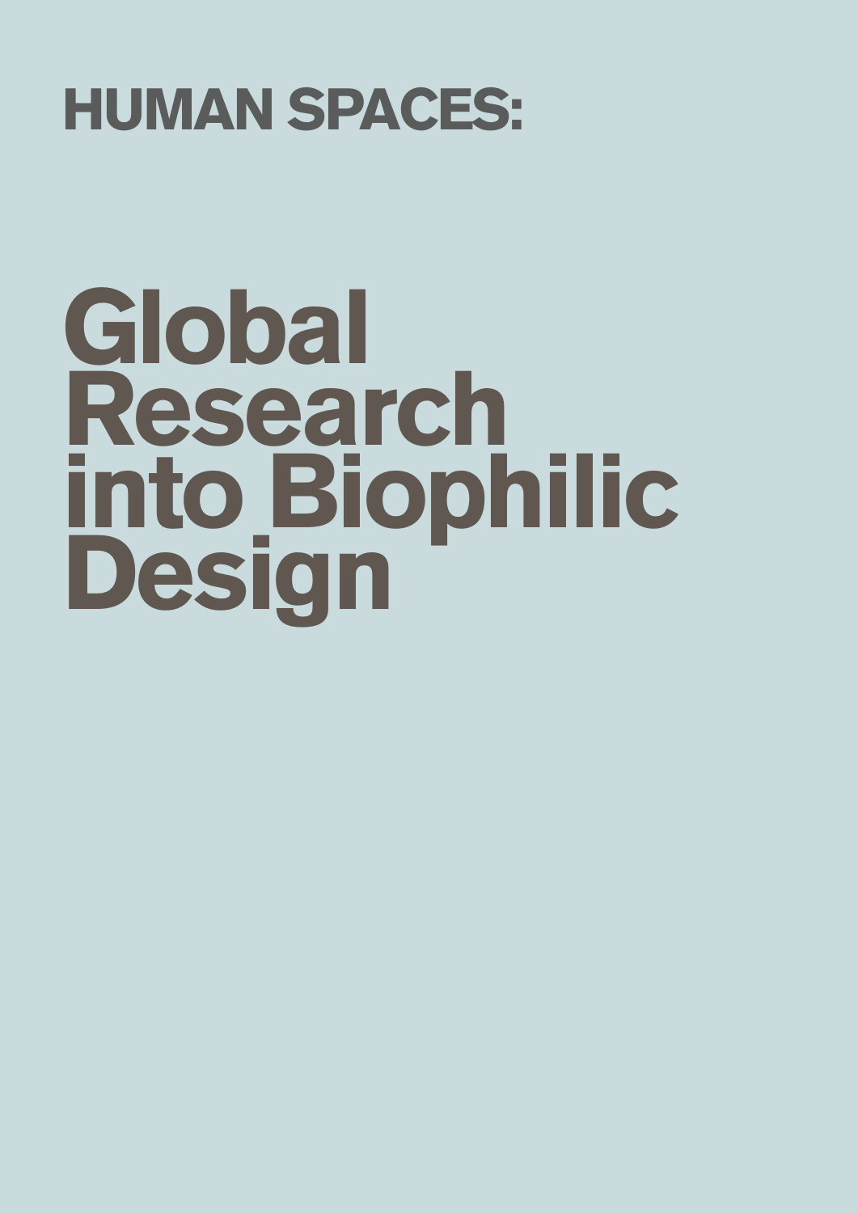## HUMAN SPACES:

# Global Research into Biophilic Design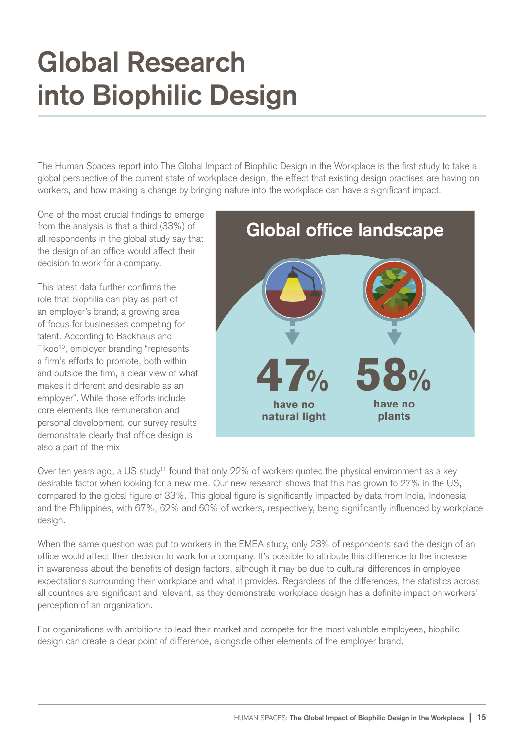# Global Research into Biophilic Design

The Human Spaces report into The Global Impact of Biophilic Design in the Workplace is the first study to take a global perspective of the current state of workplace design, the effect that existing design practises are having on workers, and how making a change by bringing nature into the workplace can have a significant impact.

One of the most crucial findings to emerge from the analysis is that a third (33%) of all respondents in the global study say that the design of an office would affect their decision to work for a company.

This latest data further confirms the role that biophilia can play as part of an employer's brand; a growing area of focus for businesses competing for talent. According to Backhaus and Tikoo[10], employer branding "represents a firm's efforts to promote, both within and outside the firm, a clear view of what makes it different and desirable as an employer". While those efforts include core elements like remuneration and personal development, our survey results demonstrate clearly that office design is also a part of the mix.

## Global office landscape

**47%** have no natural light

**58%** have no plants

Over ten years ago, a US study[11] found that only 22% of workers quoted the physical environment as a key desirable factor when looking for a new role. Our new research shows that this has grown to 27% in the US, compared to the global figure of 33%. This global figure is significantly impacted by data from India, Indonesia and the Philippines, with 67%, 62% and 60% of workers, respectively, being significantly influenced by workplace design.

When the same question was put to workers in the EMEA study, only 23% of respondents said the design of an office would affect their decision to work for a company. It's possible to attribute this difference to the increase in awareness about the benefits of design factors, although it may be due to cultural differences in employee expectations surrounding their workplace and what it provides. Regardless of the differences, the statistics across all countries are significant and relevant, as they demonstrate workplace design has a definite impact on workers' perception of an organization.

For organizations with ambitions to lead their market and compete for the most valuable employees, biophilic design can create a clear point of difference, alongside other elements of the employer brand.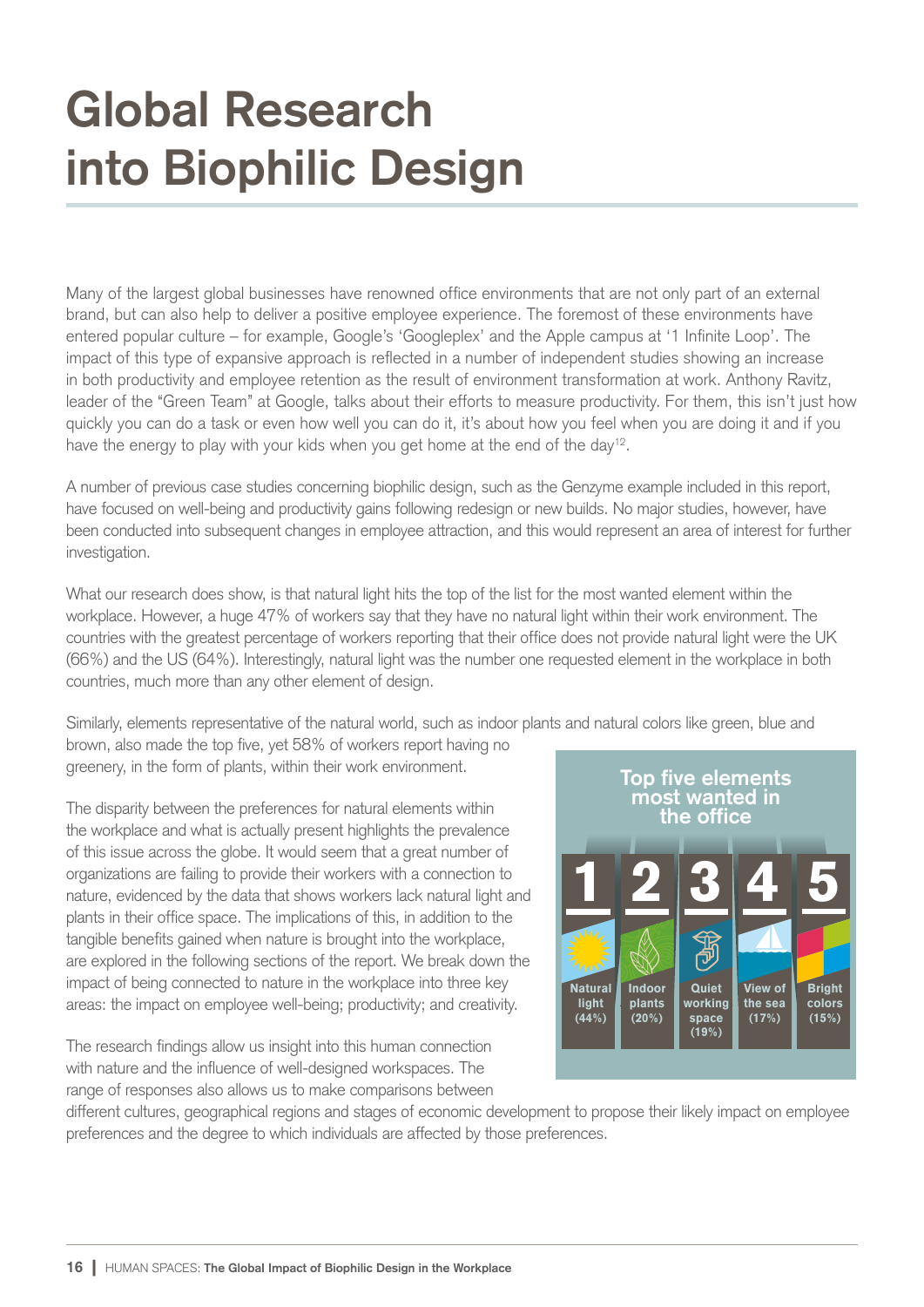# Global Research into Biophilic Design

Many of the largest global businesses have renowned office environments that are not only part of an external brand, but can also help to deliver a positive employee experience. The foremost of these environments have entered popular culture – for example, Google's 'Googleplex' and the Apple campus at '1 Infinite Loop'. The impact of this type of expansive approach is reflected in a number of independent studies showing an increase in both productivity and employee retention as the result of environment transformation at work. Anthony Ravitz, leader of the "Green Team" at Google, talks about their efforts to measure productivity. For them, this isn't just how quickly you can do a task or even how well you can do it, it's about how you feel when you are doing it and if you have the energy to play with your kids when you get home at the end of the day[12].

A number of previous case studies concerning biophilic design, such as the Genzyme example included in this report, have focused on well-being and productivity gains following redesign or new builds. No major studies, however, have been conducted into subsequent changes in employee attraction, and this would represent an area of interest for further investigation.

What our research does show, is that natural light hits the top of the list for the most wanted element within the workplace. However, a huge 47% of workers say that they have no natural light within their work environment. The countries with the greatest percentage of workers reporting that their office does not provide natural light were the UK (66%) and the US (64%). Interestingly, natural light was the number one requested element in the workplace in both countries, much more than any other element of design.

Similarly, elements representative of the natural world, such as indoor plants and natural colors like green, blue and brown, also made the top five, yet 58% of workers report having no greenery, in the form of plants, within their work environment.

The disparity between the preferences for natural elements within the workplace and what is actually present highlights the prevalence of this issue across the globe. It would seem that a great number of organizations are failing to provide their workers with a connection to nature, evidenced by the data that shows workers lack natural light and plants in their office space. The implications of this, in addition to the tangible benefits gained when nature is brought into the workplace, are explored in the following sections of the report. We break down the impact of being connected to nature in the workplace into three key areas: the impact on employee well-being; productivity; and creativity.

The research findings allow us insight into this human connection with nature and the influence of well-designed workspaces. The range of responses also allows us to make comparisons between different cultures, geographical regions and stages of economic development to propose their likely impact on employee preferences and the degree to which individuals are affected by those preferences.

**Top five elements most wanted in the office**

| 1 | 2 | 3 | 4 | 5 |
|---|---|---|---|---|
| Natural light (44%) | Indoor plants (20%) | Quiet working space (19%) | View of the sea (17%) | Bright colors (15%) |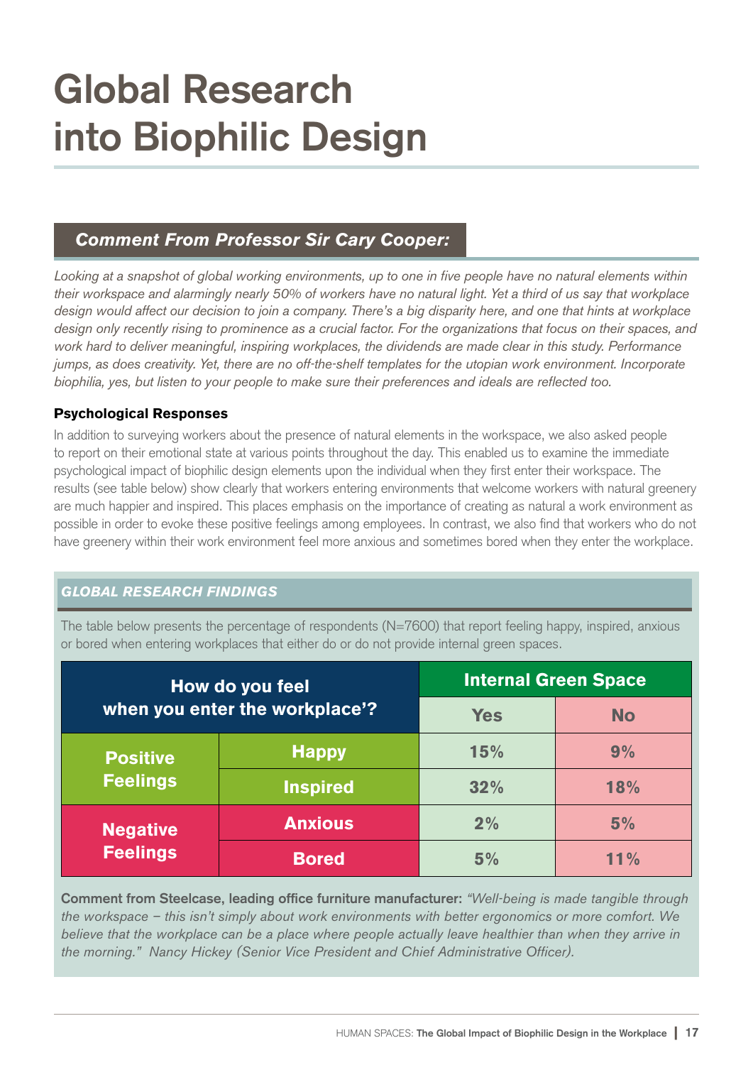# Global Research into Biophilic Design

## Comment From Professor Sir Cary Cooper:

*Looking at a snapshot of global working environments, up to one in five people have no natural elements within their workspace and alarmingly nearly 50% of workers have no natural light. Yet a third of us say that workplace design would affect our decision to join a company. There's a big disparity here, and one that hints at workplace design only recently rising to prominence as a crucial factor. For the organizations that focus on their spaces, and work hard to deliver meaningful, inspiring workplaces, the dividends are made clear in this study. Performance jumps, as does creativity. Yet, there are no off-the-shelf templates for the utopian work environment. Incorporate biophilia, yes, but listen to your people to make sure their preferences and ideals are reflected too.*

### Psychological Responses

In addition to surveying workers about the presence of natural elements in the workspace, we also asked people to report on their emotional state at various points throughout the day. This enabled us to examine the immediate psychological impact of biophilic design elements upon the individual when they first enter their workspace. The results (see table below) show clearly that workers entering environments that welcome workers with natural greenery are much happier and inspired. This places emphasis on the importance of creating as natural a work environment as possible in order to evoke these positive feelings among employees. In contrast, we also find that workers who do not have greenery within their work environment feel more anxious and sometimes bored when they enter the workplace.

### *GLOBAL RESEARCH FINDINGS*

The table below presents the percentage of respondents (N=7600) that report feeling happy, inspired, anxious or bored when entering workplaces that either do or do not provide internal green spaces.

| How do you feel when you enter the workplace'? | | Internal Green Space | |
|---|---|---|---|
| | | Yes | No |
| Positive Feelings | Happy | 15% | 9% |
| | Inspired | 32% | 18% |
| Negative Feelings | Anxious | 2% | 5% |
| | Bored | 5% | 11% |

**Comment from Steelcase, leading office furniture manufacturer:** *"Well-being is made tangible through the workspace – this isn't simply about work environments with better ergonomics or more comfort. We believe that the workplace can be a place where people actually leave healthier than when they arrive in the morning." Nancy Hickey (Senior Vice President and Chief Administrative Officer).*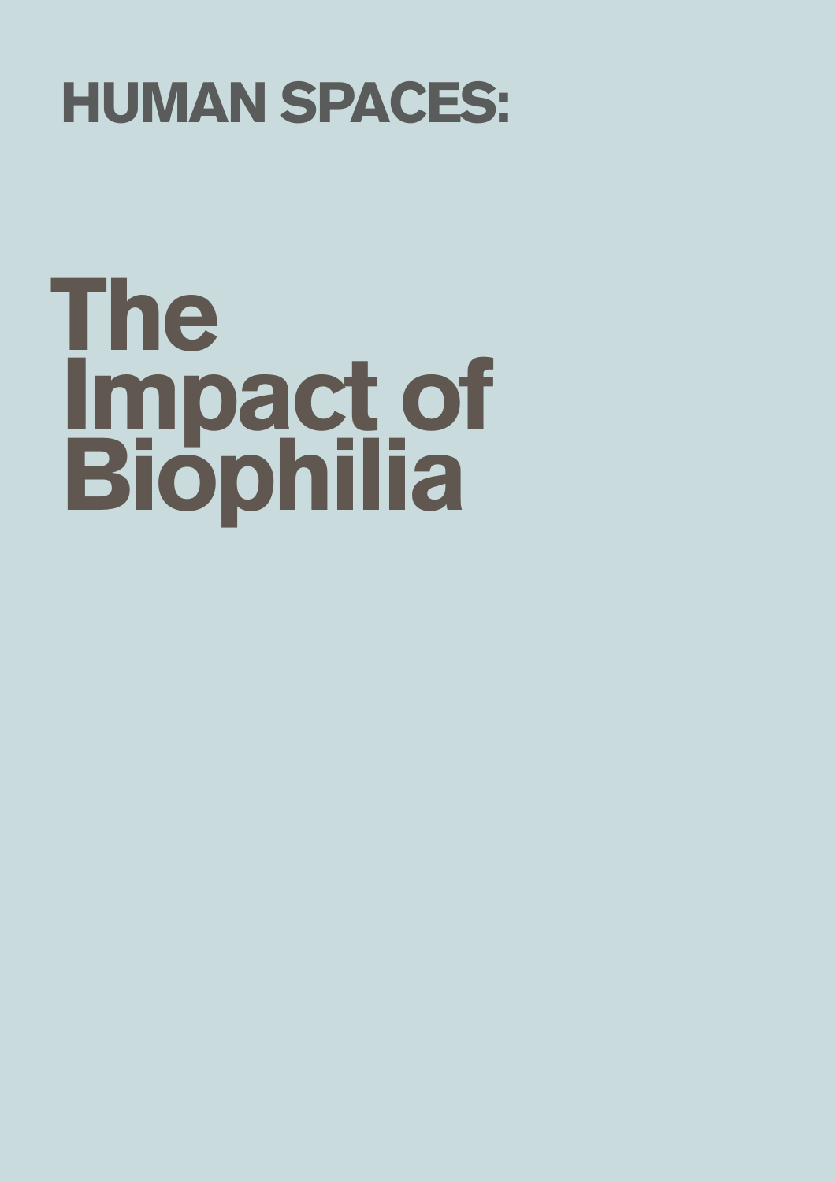## HUMAN SPACES:

# The Impact of Biophilia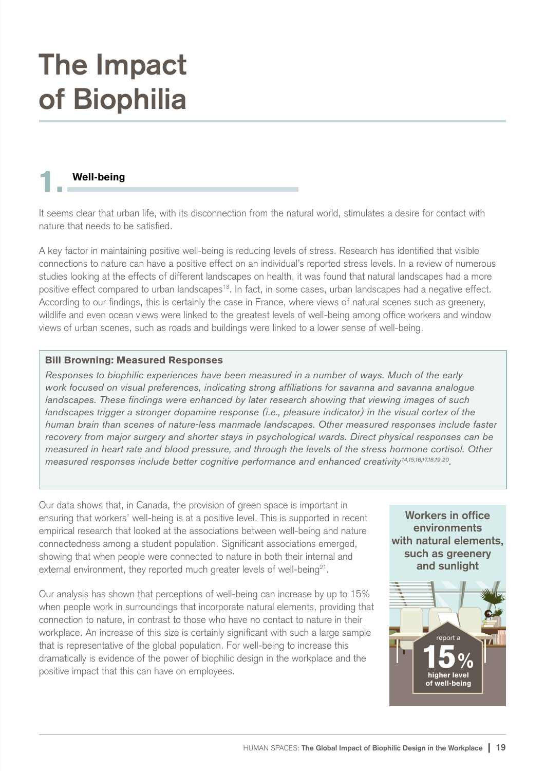# The Impact of Biophilia

## 1. Well-being

It seems clear that urban life, with its disconnection from the natural world, stimulates a desire for contact with nature that needs to be satisfied.

A key factor in maintaining positive well-being is reducing levels of stress. Research has identified that visible connections to nature can have a positive effect on an individual's reported stress levels. In a review of numerous studies looking at the effects of different landscapes on health, it was found that natural landscapes had a more positive effect compared to urban landscapes[13]. In fact, in some cases, urban landscapes had a negative effect. According to our findings, this is certainly the case in France, where views of natural scenes such as greenery, wildlife and even ocean views were linked to the greatest levels of well-being among office workers and window views of urban scenes, such as roads and buildings were linked to a lower sense of well-being.

> **Bill Browning: Measured Responses**
>
> *Responses to biophilic experiences have been measured in a number of ways. Much of the early work focused on visual preferences, indicating strong affiliations for savanna and savanna analogue landscapes. These findings were enhanced by later research showing that viewing images of such landscapes trigger a stronger dopamine response (i.e., pleasure indicator) in the visual cortex of the human brain than scenes of nature-less manmade landscapes. Other measured responses include faster recovery from major surgery and shorter stays in psychological wards. Direct physical responses can be measured in heart rate and blood pressure, and through the levels of the stress hormone cortisol. Other measured responses include better cognitive performance and enhanced creativity*[14,15,16,17,18,19,20].

Our data shows that, in Canada, the provision of green space is important in ensuring that workers' well-being is at a positive level. This is supported in recent empirical research that looked at the associations between well-being and nature connectedness among a student population. Significant associations emerged, showing that when people were connected to nature in both their internal and external environment, they reported much greater levels of well-being[21].

Our analysis has shown that perceptions of well-being can increase by up to 15% when people work in surroundings that incorporate natural elements, providing that connection to nature, in contrast to those who have no contact to nature in their workplace. An increase of this size is certainly significant with such a large sample that is representative of the global population. For well-being to increase this dramatically is evidence of the power of biophilic design in the workplace and the positive impact that this can have on employees.

**Workers in office environments with natural elements, such as greenery and sunlight**

report a **15%** higher level of well-being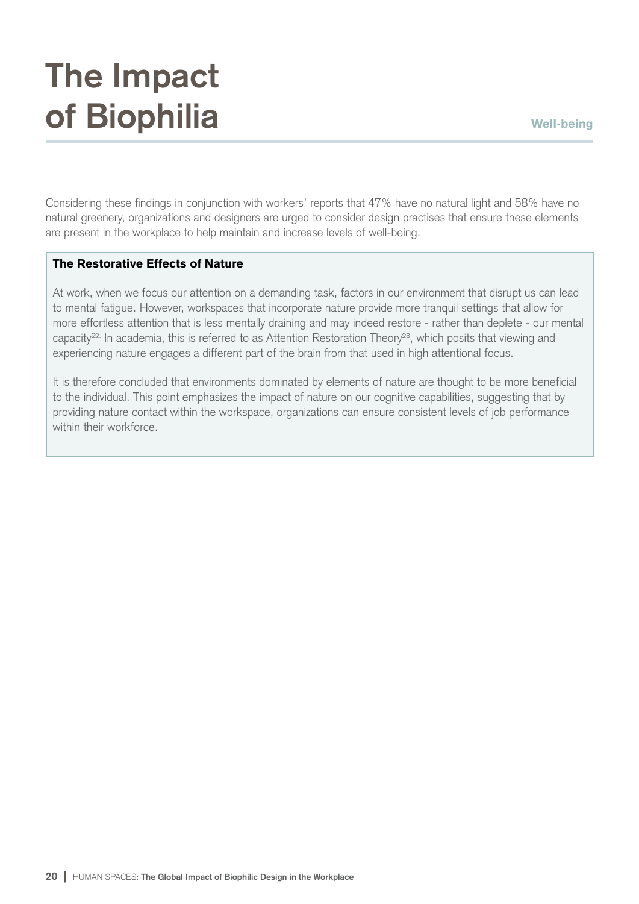# The Impact of Biophilia

**Well-being**

Considering these findings in conjunction with workers' reports that 47% have no natural light and 58% have no natural greenery, organizations and designers are urged to consider design practises that ensure these elements are present in the workplace to help maintain and increase levels of well-being.

**The Restorative Effects of Nature**

At work, when we focus our attention on a demanding task, factors in our environment that disrupt us can lead to mental fatigue. However, workspaces that incorporate nature provide more tranquil settings that allow for more effortless attention that is less mentally draining and may indeed restore - rather than deplete - our mental capacity[22]. In academia, this is referred to as Attention Restoration Theory[23], which posits that viewing and experiencing nature engages a different part of the brain from that used in high attentional focus.

It is therefore concluded that environments dominated by elements of nature are thought to be more beneficial to the individual. This point emphasizes the impact of nature on our cognitive capabilities, suggesting that by providing nature contact within the workspace, organizations can ensure consistent levels of job performance within their workforce.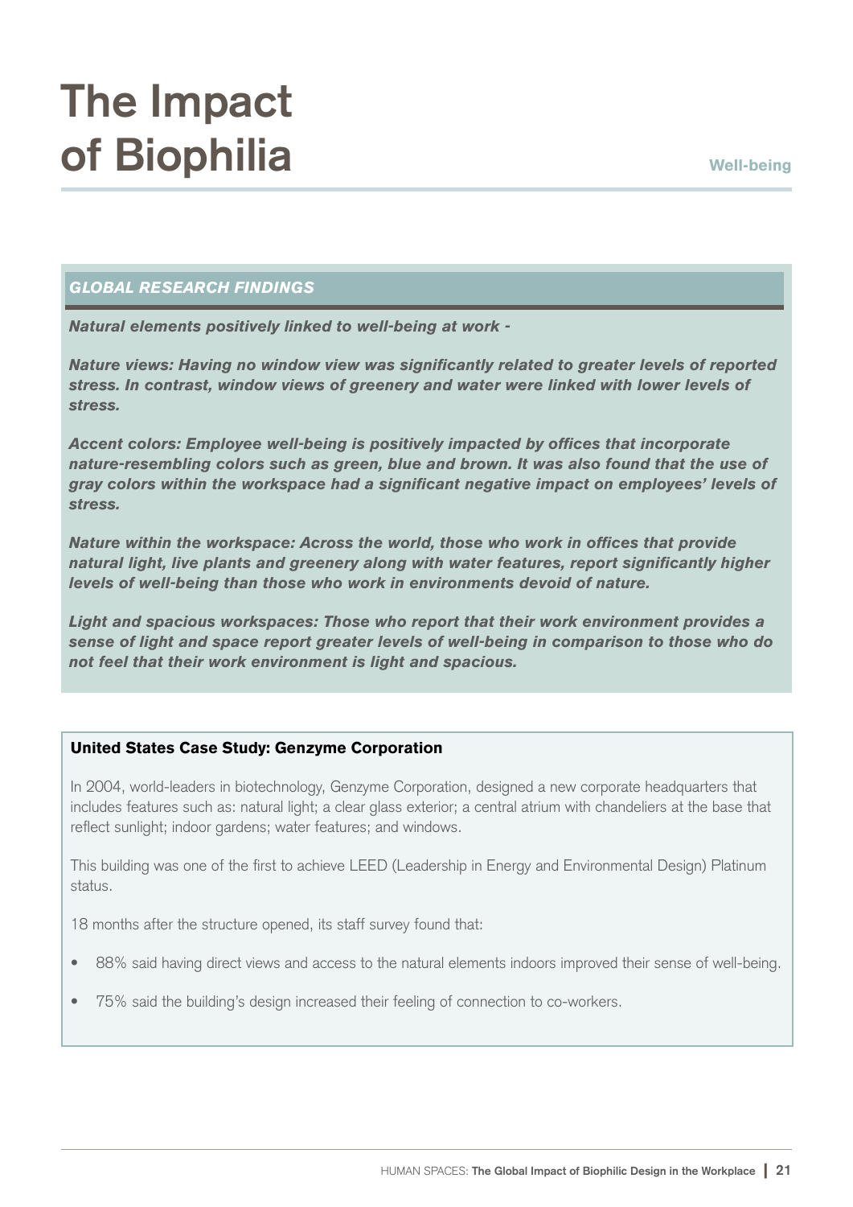# The Impact of Biophilia

**Well-being**

### *GLOBAL RESEARCH FINDINGS*

***Natural elements positively linked to well-being at work -***

***Nature views: Having no window view was significantly related to greater levels of reported stress. In contrast, window views of greenery and water were linked with lower levels of stress.***

***Accent colors: Employee well-being is positively impacted by offices that incorporate nature-resembling colors such as green, blue and brown. It was also found that the use of gray colors within the workspace had a significant negative impact on employees' levels of stress.***

***Nature within the workspace: Across the world, those who work in offices that provide natural light, live plants and greenery along with water features, report significantly higher levels of well-being than those who work in environments devoid of nature.***

***Light and spacious workspaces: Those who report that their work environment provides a sense of light and space report greater levels of well-being in comparison to those who do not feel that their work environment is light and spacious.***

### United States Case Study: Genzyme Corporation

In 2004, world-leaders in biotechnology, Genzyme Corporation, designed a new corporate headquarters that includes features such as: natural light; a clear glass exterior; a central atrium with chandeliers at the base that reflect sunlight; indoor gardens; water features; and windows.

This building was one of the first to achieve LEED (Leadership in Energy and Environmental Design) Platinum status.

18 months after the structure opened, its staff survey found that:

- 88% said having direct views and access to the natural elements indoors improved their sense of well-being.
- 75% said the building's design increased their feeling of connection to co-workers.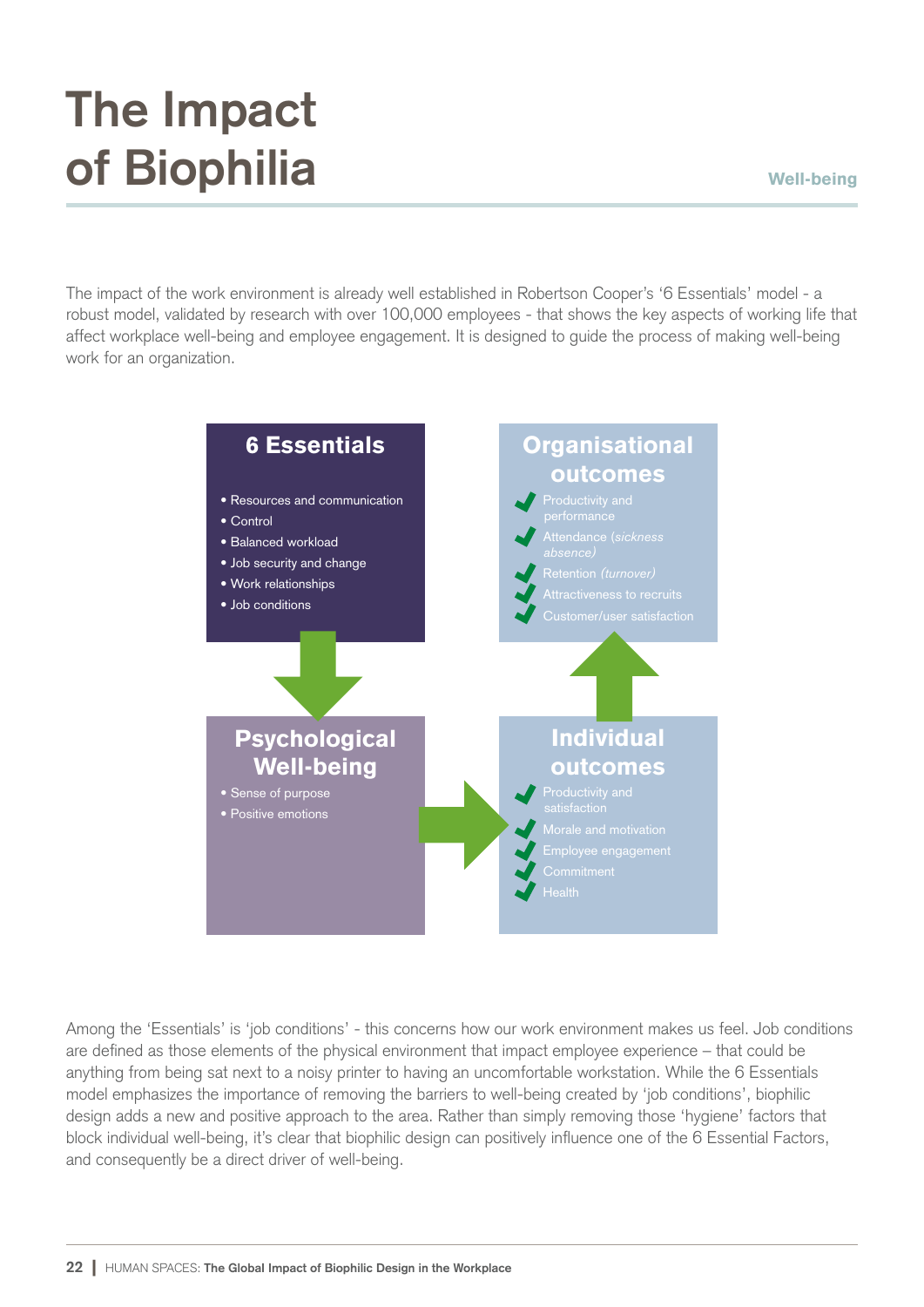# The Impact of Biophilia

Well-being

The impact of the work environment is already well established in Robertson Cooper's '6 Essentials' model - a robust model, validated by research with over 100,000 employees - that shows the key aspects of working life that affect workplace well-being and employee engagement. It is designed to guide the process of making well-being work for an organization.

**6 Essentials**

- Resources and communication
- Control
- Balanced workload
- Job security and change
- Work relationships
- Job conditions

**Psychological Well-being**

- Sense of purpose
- Positive emotions

**Individual outcomes**

- ✔ Productivity and satisfaction
- ✔ Morale and motivation
- ✔ Employee engagement
- ✔ Commitment
- ✔ Health

**Organisational outcomes**

- ✔ Productivity and performance
- ✔ Attendance *(sickness absence)*
- ✔ Retention *(turnover)*
- ✔ Attractiveness to recruits
- ✔ Customer/user satisfaction

Among the 'Essentials' is 'job conditions' - this concerns how our work environment makes us feel. Job conditions are defined as those elements of the physical environment that impact employee experience – that could be anything from being sat next to a noisy printer to having an uncomfortable workstation. While the 6 Essentials model emphasizes the importance of removing the barriers to well-being created by 'job conditions', biophilic design adds a new and positive approach to the area. Rather than simply removing those 'hygiene' factors that block individual well-being, it's clear that biophilic design can positively influence one of the 6 Essential Factors, and consequently be a direct driver of well-being.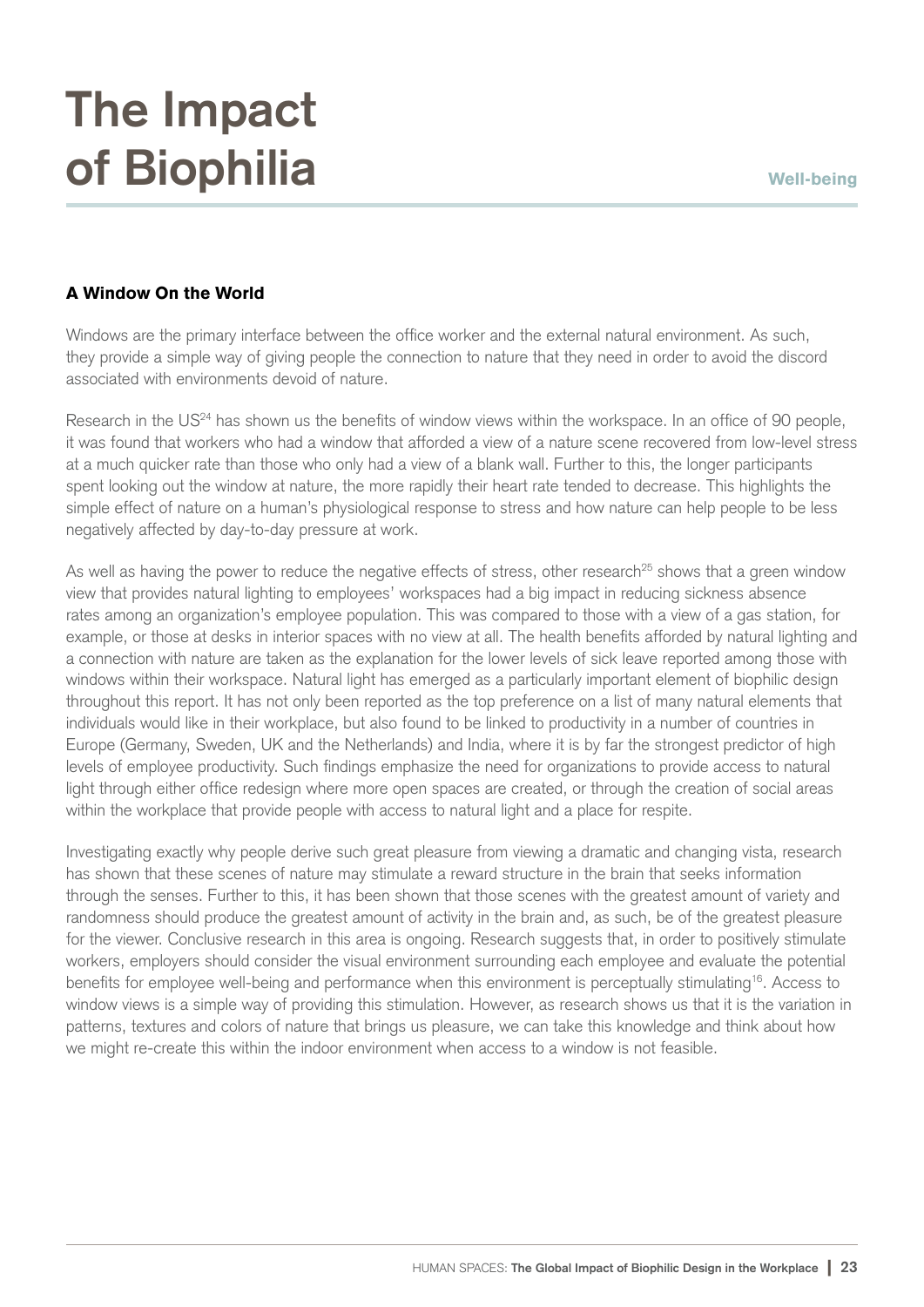# The Impact of Biophilia

**Well-being**

### A Window On the World

Windows are the primary interface between the office worker and the external natural environment. As such, they provide a simple way of giving people the connection to nature that they need in order to avoid the discord associated with environments devoid of nature.

Research in the US[24] has shown us the benefits of window views within the workspace. In an office of 90 people, it was found that workers who had a window that afforded a view of a nature scene recovered from low-level stress at a much quicker rate than those who only had a view of a blank wall. Further to this, the longer participants spent looking out the window at nature, the more rapidly their heart rate tended to decrease. This highlights the simple effect of nature on a human's physiological response to stress and how nature can help people to be less negatively affected by day-to-day pressure at work.

As well as having the power to reduce the negative effects of stress, other research[25] shows that a green window view that provides natural lighting to employees' workspaces had a big impact in reducing sickness absence rates among an organization's employee population. This was compared to those with a view of a gas station, for example, or those at desks in interior spaces with no view at all. The health benefits afforded by natural lighting and a connection with nature are taken as the explanation for the lower levels of sick leave reported among those with windows within their workspace. Natural light has emerged as a particularly important element of biophilic design throughout this report. It has not only been reported as the top preference on a list of many natural elements that individuals would like in their workplace, but also found to be linked to productivity in a number of countries in Europe (Germany, Sweden, UK and the Netherlands) and India, where it is by far the strongest predictor of high levels of employee productivity. Such findings emphasize the need for organizations to provide access to natural light through either office redesign where more open spaces are created, or through the creation of social areas within the workplace that provide people with access to natural light and a place for respite.

Investigating exactly why people derive such great pleasure from viewing a dramatic and changing vista, research has shown that these scenes of nature may stimulate a reward structure in the brain that seeks information through the senses. Further to this, it has been shown that those scenes with the greatest amount of variety and randomness should produce the greatest amount of activity in the brain and, as such, be of the greatest pleasure for the viewer. Conclusive research in this area is ongoing. Research suggests that, in order to positively stimulate workers, employers should consider the visual environment surrounding each employee and evaluate the potential benefits for employee well-being and performance when this environment is perceptually stimulating[16]. Access to window views is a simple way of providing this stimulation. However, as research shows us that it is the variation in patterns, textures and colors of nature that brings us pleasure, we can take this knowledge and think about how we might re-create this within the indoor environment when access to a window is not feasible.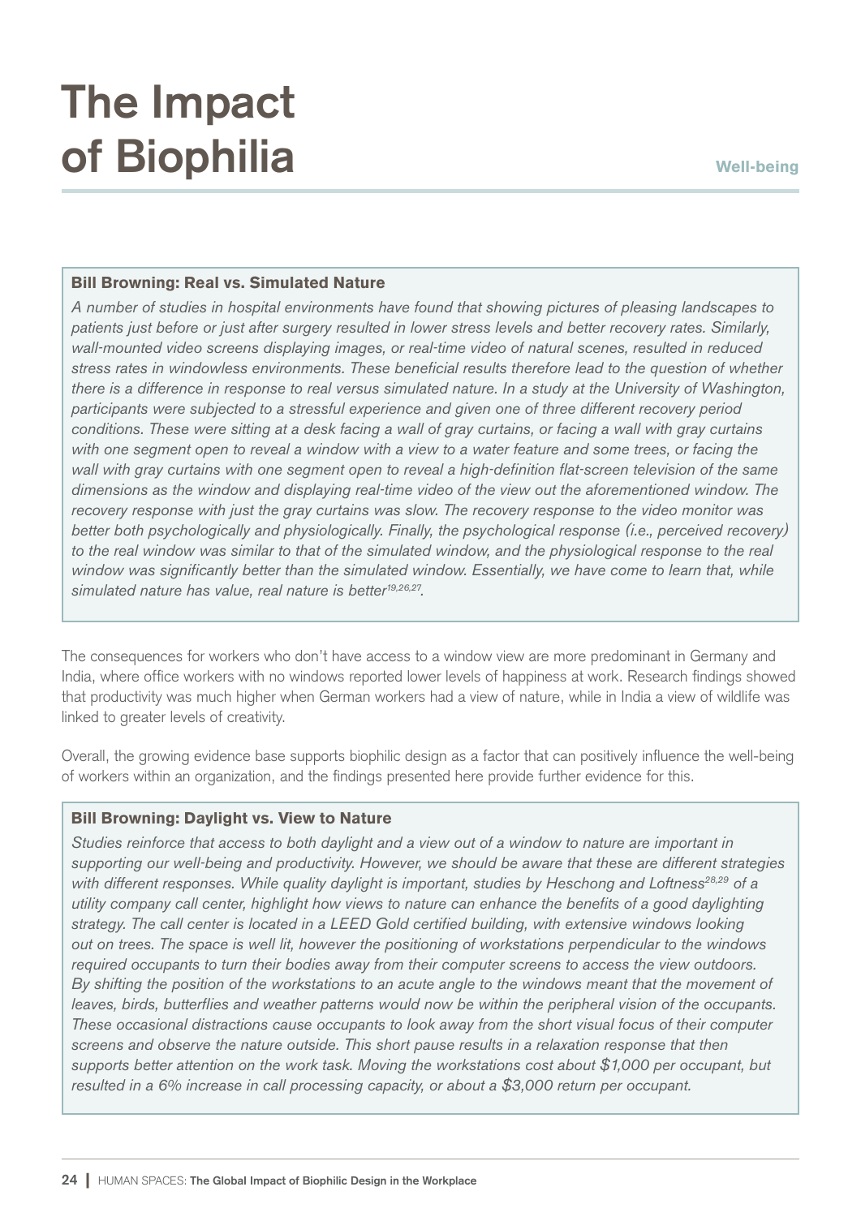# The Impact of Biophilia

Well-being

**Bill Browning: Real vs. Simulated Nature**

*A number of studies in hospital environments have found that showing pictures of pleasing landscapes to patients just before or just after surgery resulted in lower stress levels and better recovery rates. Similarly, wall-mounted video screens displaying images, or real-time video of natural scenes, resulted in reduced stress rates in windowless environments. These beneficial results therefore lead to the question of whether there is a difference in response to real versus simulated nature. In a study at the University of Washington, participants were subjected to a stressful experience and given one of three different recovery period conditions. These were sitting at a desk facing a wall of gray curtains, or facing a wall with gray curtains with one segment open to reveal a window with a view to a water feature and some trees, or facing the wall with gray curtains with one segment open to reveal a high-definition flat-screen television of the same dimensions as the window and displaying real-time video of the view out the aforementioned window. The recovery response with just the gray curtains was slow. The recovery response to the video monitor was better both psychologically and physiologically. Finally, the psychological response (i.e., perceived recovery) to the real window was similar to that of the simulated window, and the physiological response to the real window was significantly better than the simulated window. Essentially, we have come to learn that, while simulated nature has value, real nature is better[19,26,27].*

The consequences for workers who don't have access to a window view are more predominant in Germany and India, where office workers with no windows reported lower levels of happiness at work. Research findings showed that productivity was much higher when German workers had a view of nature, while in India a view of wildlife was linked to greater levels of creativity.

Overall, the growing evidence base supports biophilic design as a factor that can positively influence the well-being of workers within an organization, and the findings presented here provide further evidence for this.

**Bill Browning: Daylight vs. View to Nature**

*Studies reinforce that access to both daylight and a view out of a window to nature are important in supporting our well-being and productivity. However, we should be aware that these are different strategies with different responses. While quality daylight is important, studies by Heschong and Loftness[28,29] of a utility company call center, highlight how views to nature can enhance the benefits of a good daylighting strategy. The call center is located in a LEED Gold certified building, with extensive windows looking out on trees. The space is well lit, however the positioning of workstations perpendicular to the windows required occupants to turn their bodies away from their computer screens to access the view outdoors. By shifting the position of the workstations to an acute angle to the windows meant that the movement of leaves, birds, butterflies and weather patterns would now be within the peripheral vision of the occupants. These occasional distractions cause occupants to look away from the short visual focus of their computer screens and observe the nature outside. This short pause results in a relaxation response that then supports better attention on the work task. Moving the workstations cost about $1,000 per occupant, but resulted in a 6% increase in call processing capacity, or about a $3,000 return per occupant.*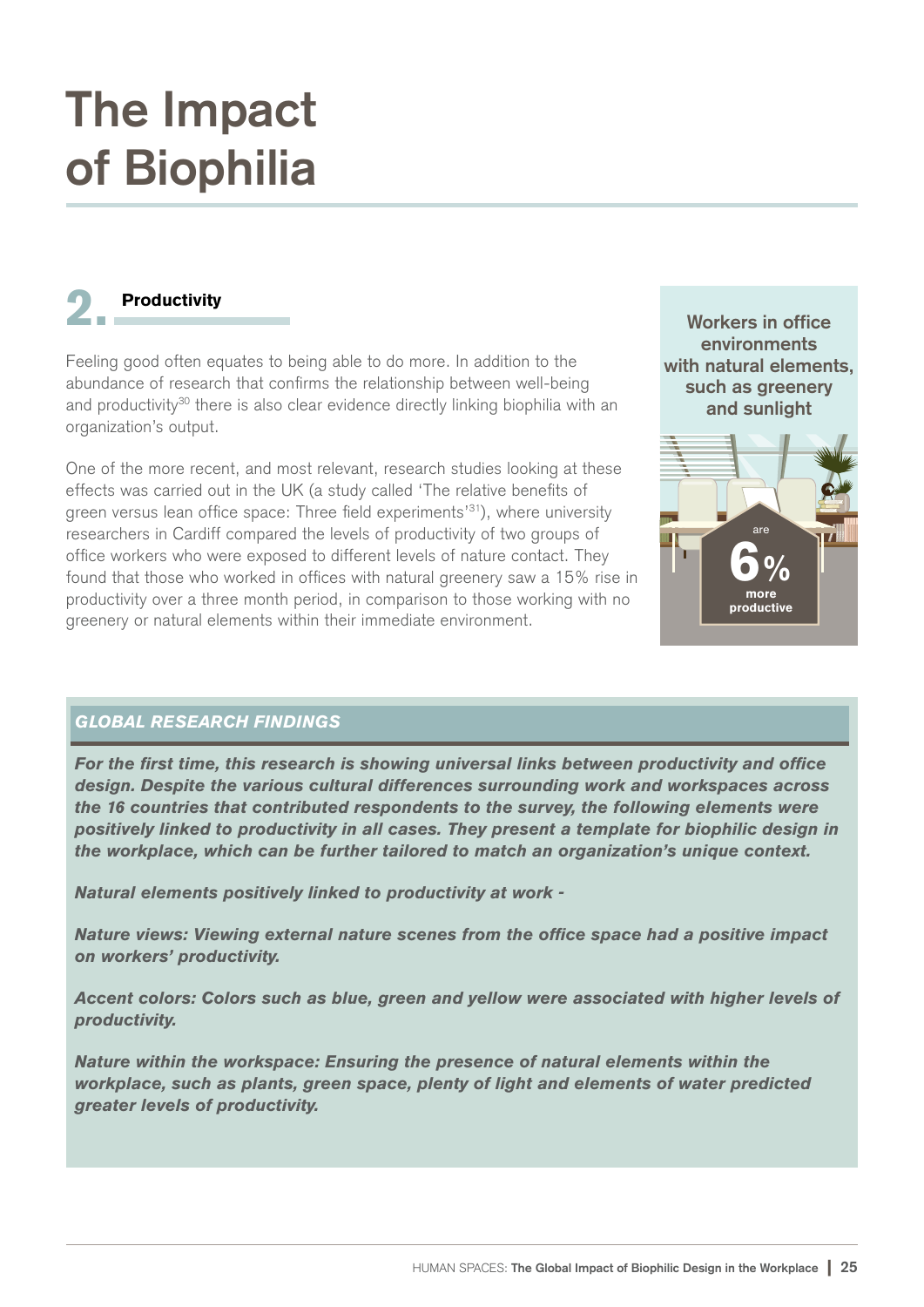# The Impact of Biophilia

## 2. Productivity

Feeling good often equates to being able to do more. In addition to the abundance of research that confirms the relationship between well-being and productivity[30] there is also clear evidence directly linking biophilia with an organization's output.

One of the more recent, and most relevant, research studies looking at these effects was carried out in the UK (a study called 'The relative benefits of green versus lean office space: Three field experiments'[31]), where university researchers in Cardiff compared the levels of productivity of two groups of office workers who were exposed to different levels of nature contact. They found that those who worked in offices with natural greenery saw a 15% rise in productivity over a three month period, in comparison to those working with no greenery or natural elements within their immediate environment.

Workers in office environments with natural elements, such as greenery and sunlight

are **6%** **more productive**

### *GLOBAL RESEARCH FINDINGS*

***For the first time, this research is showing universal links between productivity and office design. Despite the various cultural differences surrounding work and workspaces across the 16 countries that contributed respondents to the survey, the following elements were positively linked to productivity in all cases. They present a template for biophilic design in the workplace, which can be further tailored to match an organization's unique context.***

***Natural elements positively linked to productivity at work -***

***Nature views: Viewing external nature scenes from the office space had a positive impact on workers' productivity.***

***Accent colors: Colors such as blue, green and yellow were associated with higher levels of productivity.***

***Nature within the workspace: Ensuring the presence of natural elements within the workplace, such as plants, green space, plenty of light and elements of water predicted greater levels of productivity.***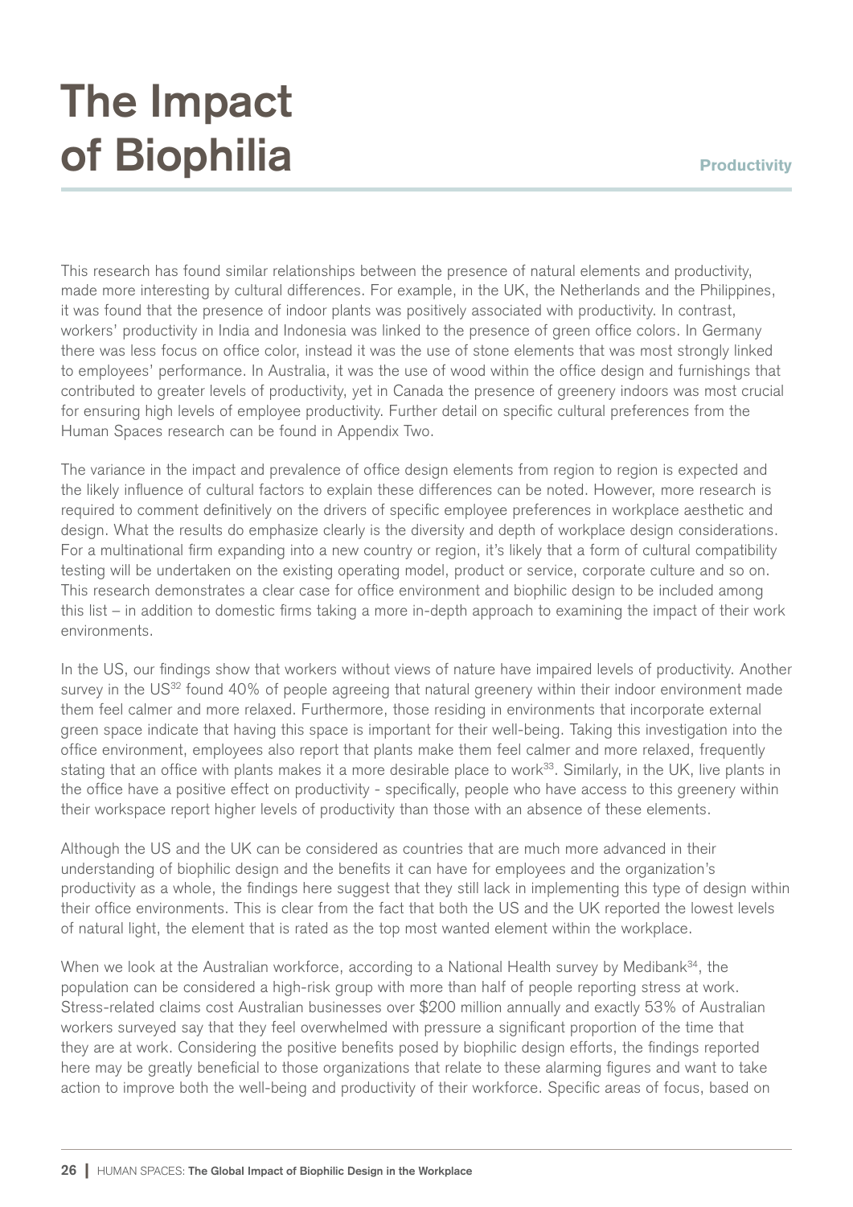# The Impact of Biophilia

**Productivity**

This research has found similar relationships between the presence of natural elements and productivity, made more interesting by cultural differences. For example, in the UK, the Netherlands and the Philippines, it was found that the presence of indoor plants was positively associated with productivity. In contrast, workers' productivity in India and Indonesia was linked to the presence of green office colors. In Germany there was less focus on office color, instead it was the use of stone elements that was most strongly linked to employees' performance. In Australia, it was the use of wood within the office design and furnishings that contributed to greater levels of productivity, yet in Canada the presence of greenery indoors was most crucial for ensuring high levels of employee productivity. Further detail on specific cultural preferences from the Human Spaces research can be found in Appendix Two.

The variance in the impact and prevalence of office design elements from region to region is expected and the likely influence of cultural factors to explain these differences can be noted. However, more research is required to comment definitively on the drivers of specific employee preferences in workplace aesthetic and design. What the results do emphasize clearly is the diversity and depth of workplace design considerations. For a multinational firm expanding into a new country or region, it's likely that a form of cultural compatibility testing will be undertaken on the existing operating model, product or service, corporate culture and so on. This research demonstrates a clear case for office environment and biophilic design to be included among this list – in addition to domestic firms taking a more in-depth approach to examining the impact of their work environments.

In the US, our findings show that workers without views of nature have impaired levels of productivity. Another survey in the US[32] found 40% of people agreeing that natural greenery within their indoor environment made them feel calmer and more relaxed. Furthermore, those residing in environments that incorporate external green space indicate that having this space is important for their well-being. Taking this investigation into the office environment, employees also report that plants make them feel calmer and more relaxed, frequently stating that an office with plants makes it a more desirable place to work[33]. Similarly, in the UK, live plants in the office have a positive effect on productivity - specifically, people who have access to this greenery within their workspace report higher levels of productivity than those with an absence of these elements.

Although the US and the UK can be considered as countries that are much more advanced in their understanding of biophilic design and the benefits it can have for employees and the organization's productivity as a whole, the findings here suggest that they still lack in implementing this type of design within their office environments. This is clear from the fact that both the US and the UK reported the lowest levels of natural light, the element that is rated as the top most wanted element within the workplace.

When we look at the Australian workforce, according to a National Health survey by Medibank[34], the population can be considered a high-risk group with more than half of people reporting stress at work. Stress-related claims cost Australian businesses over $200 million annually and exactly 53% of Australian workers surveyed say that they feel overwhelmed with pressure a significant proportion of the time that they are at work. Considering the positive benefits posed by biophilic design efforts, the findings reported here may be greatly beneficial to those organizations that relate to these alarming figures and want to take action to improve both the well-being and productivity of their workforce. Specific areas of focus, based on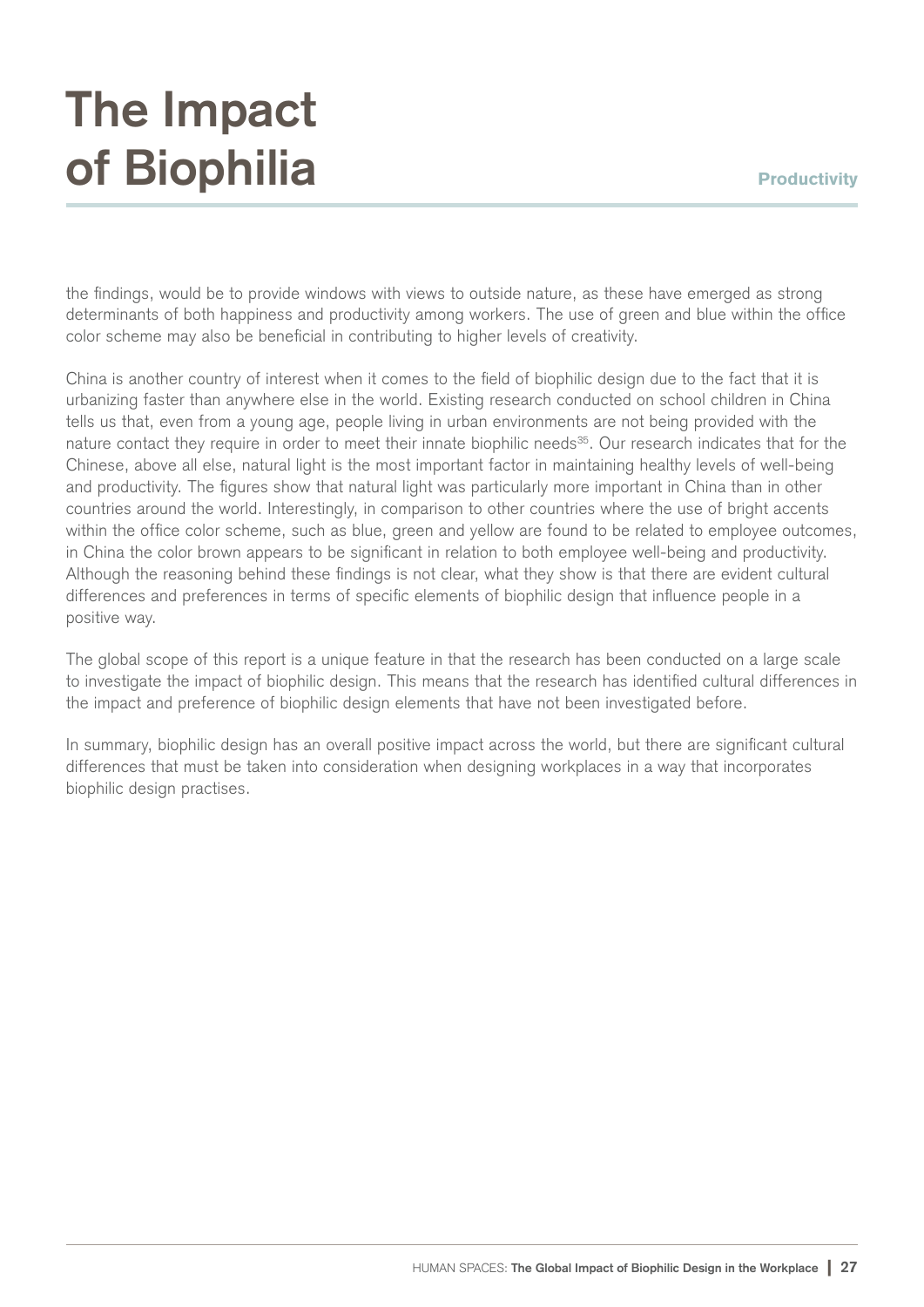# The Impact of Biophilia

**Productivity**

the findings, would be to provide windows with views to outside nature, as these have emerged as strong determinants of both happiness and productivity among workers. The use of green and blue within the office color scheme may also be beneficial in contributing to higher levels of creativity.

China is another country of interest when it comes to the field of biophilic design due to the fact that it is urbanizing faster than anywhere else in the world. Existing research conducted on school children in China tells us that, even from a young age, people living in urban environments are not being provided with the nature contact they require in order to meet their innate biophilic needs[35]. Our research indicates that for the Chinese, above all else, natural light is the most important factor in maintaining healthy levels of well-being and productivity. The figures show that natural light was particularly more important in China than in other countries around the world. Interestingly, in comparison to other countries where the use of bright accents within the office color scheme, such as blue, green and yellow are found to be related to employee outcomes, in China the color brown appears to be significant in relation to both employee well-being and productivity. Although the reasoning behind these findings is not clear, what they show is that there are evident cultural differences and preferences in terms of specific elements of biophilic design that influence people in a positive way.

The global scope of this report is a unique feature in that the research has been conducted on a large scale to investigate the impact of biophilic design. This means that the research has identified cultural differences in the impact and preference of biophilic design elements that have not been investigated before.

In summary, biophilic design has an overall positive impact across the world, but there are significant cultural differences that must be taken into consideration when designing workplaces in a way that incorporates biophilic design practises.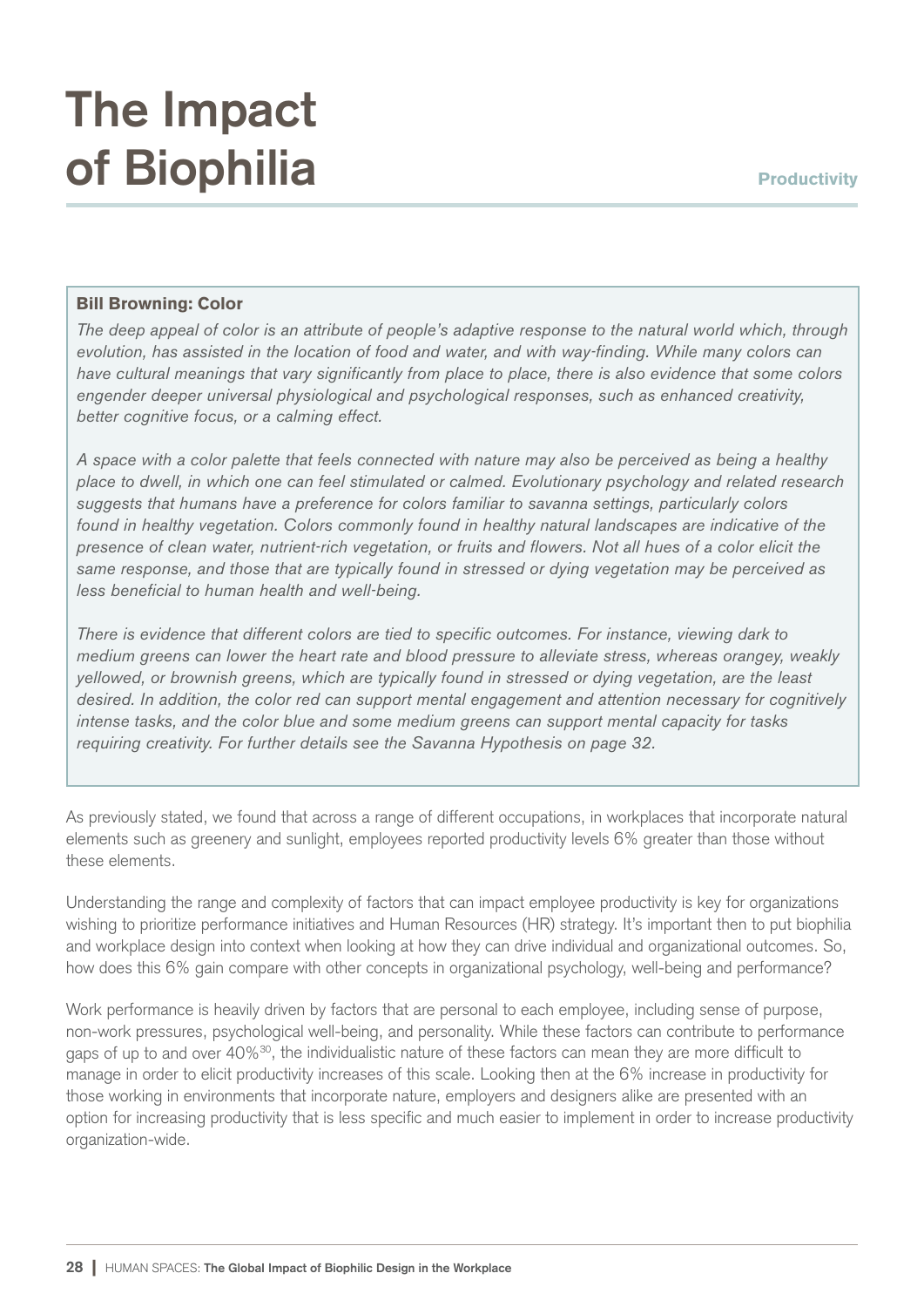# The Impact of Biophilia

Productivity

**Bill Browning: Color**

*The deep appeal of color is an attribute of people's adaptive response to the natural world which, through evolution, has assisted in the location of food and water, and with way-finding. While many colors can have cultural meanings that vary significantly from place to place, there is also evidence that some colors engender deeper universal physiological and psychological responses, such as enhanced creativity, better cognitive focus, or a calming effect.*

*A space with a color palette that feels connected with nature may also be perceived as being a healthy place to dwell, in which one can feel stimulated or calmed. Evolutionary psychology and related research suggests that humans have a preference for colors familiar to savanna settings, particularly colors found in healthy vegetation. Colors commonly found in healthy natural landscapes are indicative of the presence of clean water, nutrient-rich vegetation, or fruits and flowers. Not all hues of a color elicit the same response, and those that are typically found in stressed or dying vegetation may be perceived as less beneficial to human health and well-being.*

*There is evidence that different colors are tied to specific outcomes. For instance, viewing dark to medium greens can lower the heart rate and blood pressure to alleviate stress, whereas orangey, weakly yellowed, or brownish greens, which are typically found in stressed or dying vegetation, are the least desired. In addition, the color red can support mental engagement and attention necessary for cognitively intense tasks, and the color blue and some medium greens can support mental capacity for tasks requiring creativity. For further details see the Savanna Hypothesis on page 32.*

As previously stated, we found that across a range of different occupations, in workplaces that incorporate natural elements such as greenery and sunlight, employees reported productivity levels 6% greater than those without these elements.

Understanding the range and complexity of factors that can impact employee productivity is key for organizations wishing to prioritize performance initiatives and Human Resources (HR) strategy. It's important then to put biophilia and workplace design into context when looking at how they can drive individual and organizational outcomes. So, how does this 6% gain compare with other concepts in organizational psychology, well-being and performance?

Work performance is heavily driven by factors that are personal to each employee, including sense of purpose, non-work pressures, psychological well-being, and personality. While these factors can contribute to performance gaps of up to and over 40%[30], the individualistic nature of these factors can mean they are more difficult to manage in order to elicit productivity increases of this scale. Looking then at the 6% increase in productivity for those working in environments that incorporate nature, employers and designers alike are presented with an option for increasing productivity that is less specific and much easier to implement in order to increase productivity organization-wide.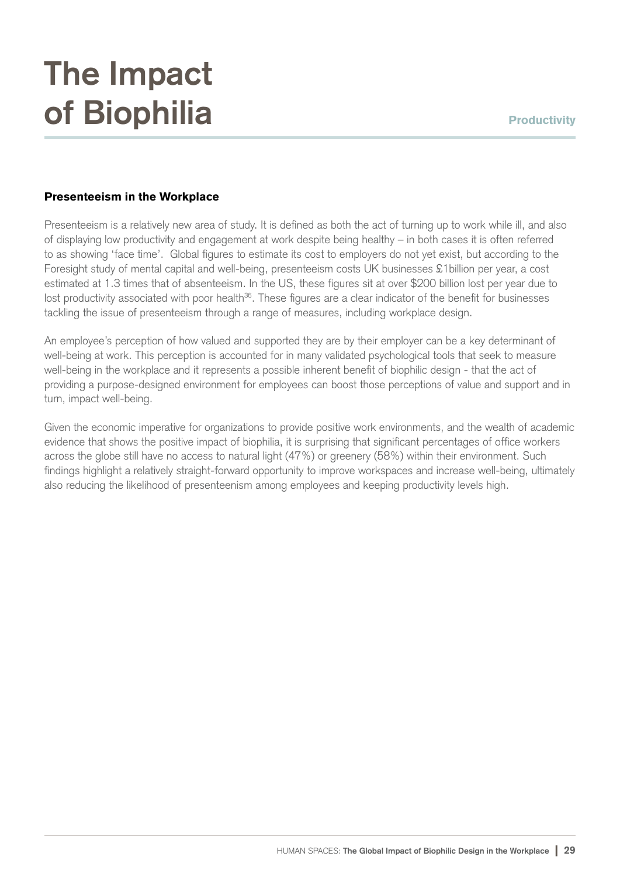# The Impact of Biophilia

**Productivity**

### Presenteeism in the Workplace

Presenteeism is a relatively new area of study. It is defined as both the act of turning up to work while ill, and also of displaying low productivity and engagement at work despite being healthy – in both cases it is often referred to as showing 'face time'. Global figures to estimate its cost to employers do not yet exist, but according to the Foresight study of mental capital and well-being, presenteeism costs UK businesses £1billion per year, a cost estimated at 1.3 times that of absenteeism. In the US, these figures sit at over $200 billion lost per year due to lost productivity associated with poor health[36]. These figures are a clear indicator of the benefit for businesses tackling the issue of presenteeism through a range of measures, including workplace design.

An employee's perception of how valued and supported they are by their employer can be a key determinant of well-being at work. This perception is accounted for in many validated psychological tools that seek to measure well-being in the workplace and it represents a possible inherent benefit of biophilic design - that the act of providing a purpose-designed environment for employees can boost those perceptions of value and support and in turn, impact well-being.

Given the economic imperative for organizations to provide positive work environments, and the wealth of academic evidence that shows the positive impact of biophilia, it is surprising that significant percentages of office workers across the globe still have no access to natural light (47%) or greenery (58%) within their environment. Such findings highlight a relatively straight-forward opportunity to improve workspaces and increase well-being, ultimately also reducing the likelihood of presenteenism among employees and keeping productivity levels high.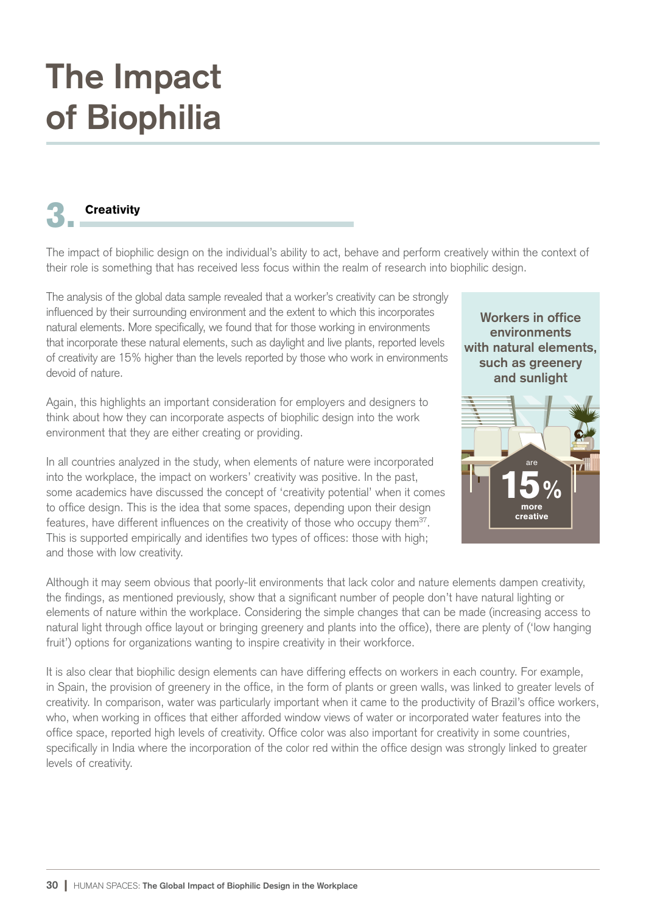# The Impact of Biophilia

## 3. Creativity

The impact of biophilic design on the individual's ability to act, behave and perform creatively within the context of their role is something that has received less focus within the realm of research into biophilic design.

The analysis of the global data sample revealed that a worker's creativity can be strongly influenced by their surrounding environment and the extent to which this incorporates natural elements. More specifically, we found that for those working in environments that incorporate these natural elements, such as daylight and live plants, reported levels of creativity are 15% higher than the levels reported by those who work in environments devoid of nature.

Again, this highlights an important consideration for employers and designers to think about how they can incorporate aspects of biophilic design into the work environment that they are either creating or providing.

In all countries analyzed in the study, when elements of nature were incorporated into the workplace, the impact on workers' creativity was positive. In the past, some academics have discussed the concept of 'creativity potential' when it comes to office design. This is the idea that some spaces, depending upon their design features, have different influences on the creativity of those who occupy them[37]. This is supported empirically and identifies two types of offices: those with high; and those with low creativity.

**Workers in office environments with natural elements, such as greenery and sunlight**

are **15%** more creative

Although it may seem obvious that poorly-lit environments that lack color and nature elements dampen creativity, the findings, as mentioned previously, show that a significant number of people don't have natural lighting or elements of nature within the workplace. Considering the simple changes that can be made (increasing access to natural light through office layout or bringing greenery and plants into the office), there are plenty of ('low hanging fruit') options for organizations wanting to inspire creativity in their workforce.

It is also clear that biophilic design elements can have differing effects on workers in each country. For example, in Spain, the provision of greenery in the office, in the form of plants or green walls, was linked to greater levels of creativity. In comparison, water was particularly important when it came to the productivity of Brazil's office workers, who, when working in offices that either afforded window views of water or incorporated water features into the office space, reported high levels of creativity. Office color was also important for creativity in some countries, specifically in India where the incorporation of the color red within the office design was strongly linked to greater levels of creativity.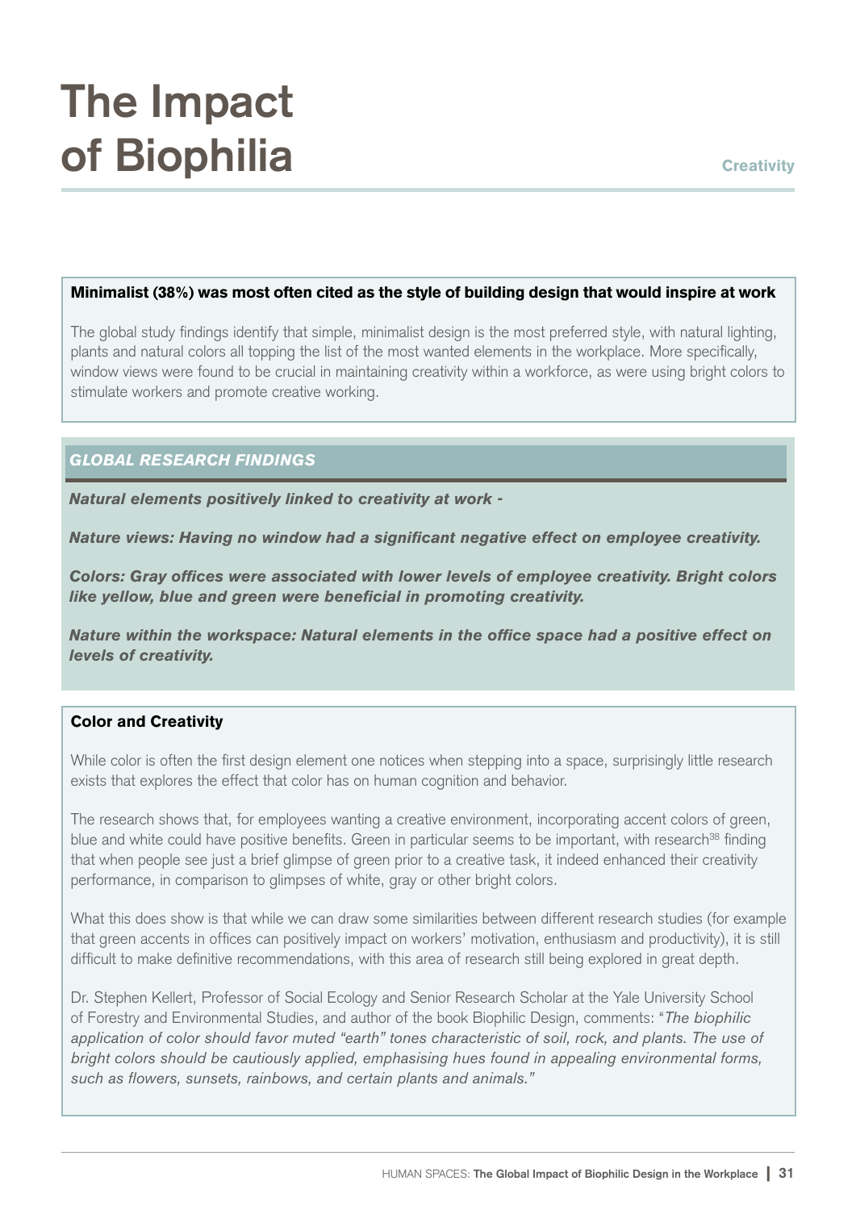# The Impact of Biophilia

**Creativity**

**Minimalist (38%) was most often cited as the style of building design that would inspire at work**

The global study findings identify that simple, minimalist design is the most preferred style, with natural lighting, plants and natural colors all topping the list of the most wanted elements in the workplace. More specifically, window views were found to be crucial in maintaining creativity within a workforce, as were using bright colors to stimulate workers and promote creative working.

***GLOBAL RESEARCH FINDINGS***

***Natural elements positively linked to creativity at work -***

***Nature views: Having no window had a significant negative effect on employee creativity.***

***Colors: Gray offices were associated with lower levels of employee creativity. Bright colors like yellow, blue and green were beneficial in promoting creativity.***

***Nature within the workspace: Natural elements in the office space had a positive effect on levels of creativity.***

**Color and Creativity**

While color is often the first design element one notices when stepping into a space, surprisingly little research exists that explores the effect that color has on human cognition and behavior.

The research shows that, for employees wanting a creative environment, incorporating accent colors of green, blue and white could have positive benefits. Green in particular seems to be important, with research[38] finding that when people see just a brief glimpse of green prior to a creative task, it indeed enhanced their creativity performance, in comparison to glimpses of white, gray or other bright colors.

What this does show is that while we can draw some similarities between different research studies (for example that green accents in offices can positively impact on workers' motivation, enthusiasm and productivity), it is still difficult to make definitive recommendations, with this area of research still being explored in great depth.

Dr. Stephen Kellert, Professor of Social Ecology and Senior Research Scholar at the Yale University School of Forestry and Environmental Studies, and author of the book Biophilic Design, comments: "*The biophilic application of color should favor muted "earth" tones characteristic of soil, rock, and plants. The use of bright colors should be cautiously applied, emphasising hues found in appealing environmental forms, such as flowers, sunsets, rainbows, and certain plants and animals."*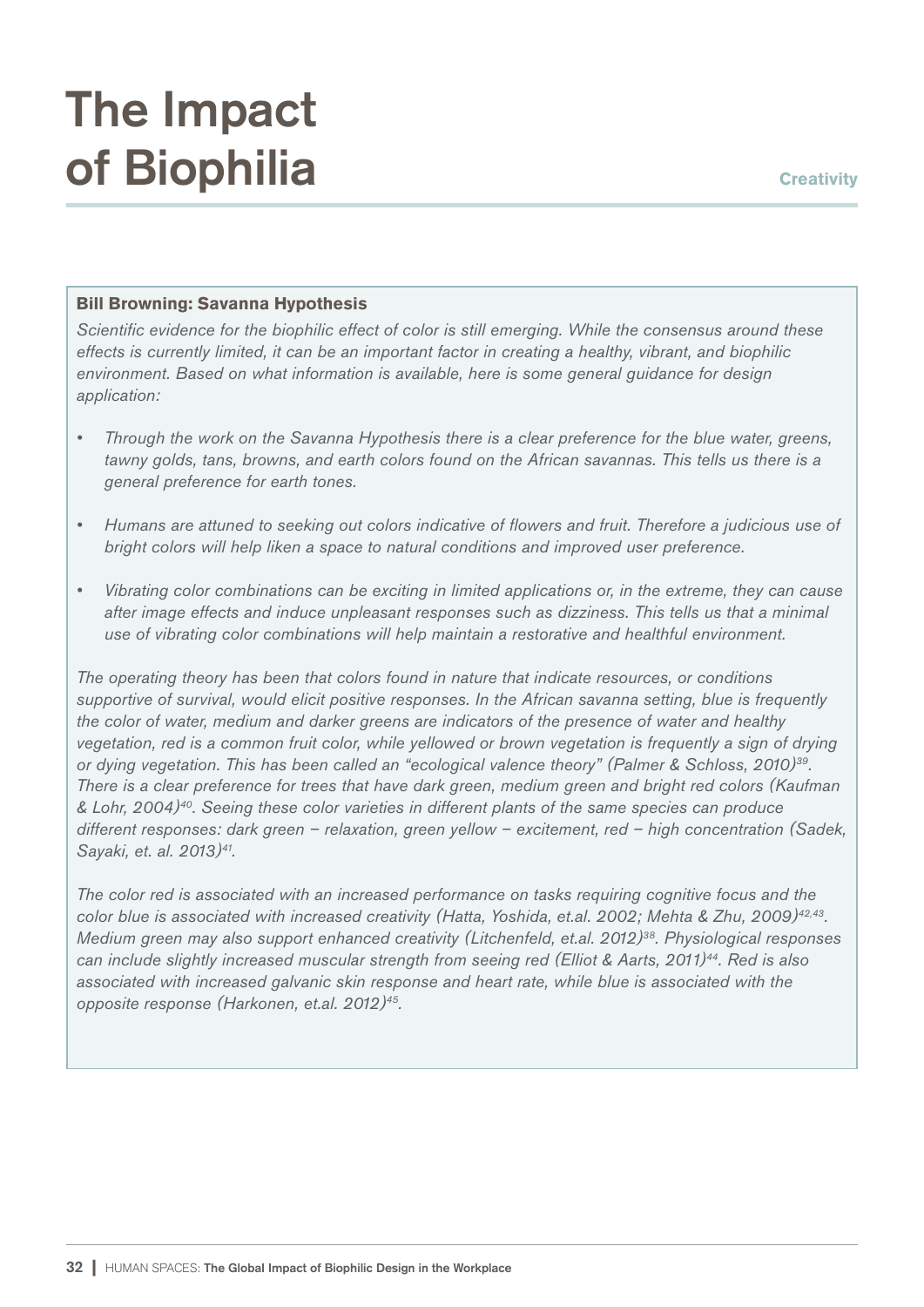# The Impact of Biophilia

**Creativity**

**Bill Browning: Savanna Hypothesis**

*Scientific evidence for the biophilic effect of color is still emerging. While the consensus around these effects is currently limited, it can be an important factor in creating a healthy, vibrant, and biophilic environment. Based on what information is available, here is some general guidance for design application:*

- *Through the work on the Savanna Hypothesis there is a clear preference for the blue water, greens, tawny golds, tans, browns, and earth colors found on the African savannas. This tells us there is a general preference for earth tones.*
- *Humans are attuned to seeking out colors indicative of flowers and fruit. Therefore a judicious use of bright colors will help liken a space to natural conditions and improved user preference.*
- *Vibrating color combinations can be exciting in limited applications or, in the extreme, they can cause after image effects and induce unpleasant responses such as dizziness. This tells us that a minimal use of vibrating color combinations will help maintain a restorative and healthful environment.*

*The operating theory has been that colors found in nature that indicate resources, or conditions supportive of survival, would elicit positive responses. In the African savanna setting, blue is frequently the color of water, medium and darker greens are indicators of the presence of water and healthy vegetation, red is a common fruit color, while yellowed or brown vegetation is frequently a sign of drying or dying vegetation. This has been called an "ecological valence theory" (Palmer & Schloss, 2010)[39]. There is a clear preference for trees that have dark green, medium green and bright red colors (Kaufman & Lohr, 2004)[40]. Seeing these color varieties in different plants of the same species can produce different responses: dark green – relaxation, green yellow – excitement, red – high concentration (Sadek, Sayaki, et. al. 2013)[41].*

*The color red is associated with an increased performance on tasks requiring cognitive focus and the color blue is associated with increased creativity (Hatta, Yoshida, et.al. 2002; Mehta & Zhu, 2009)[42,43]. Medium green may also support enhanced creativity (Litchenfeld, et.al. 2012)[38]. Physiological responses can include slightly increased muscular strength from seeing red (Elliot & Aarts, 2011)[44]. Red is also associated with increased galvanic skin response and heart rate, while blue is associated with the opposite response (Harkonen, et.al. 2012)[45].*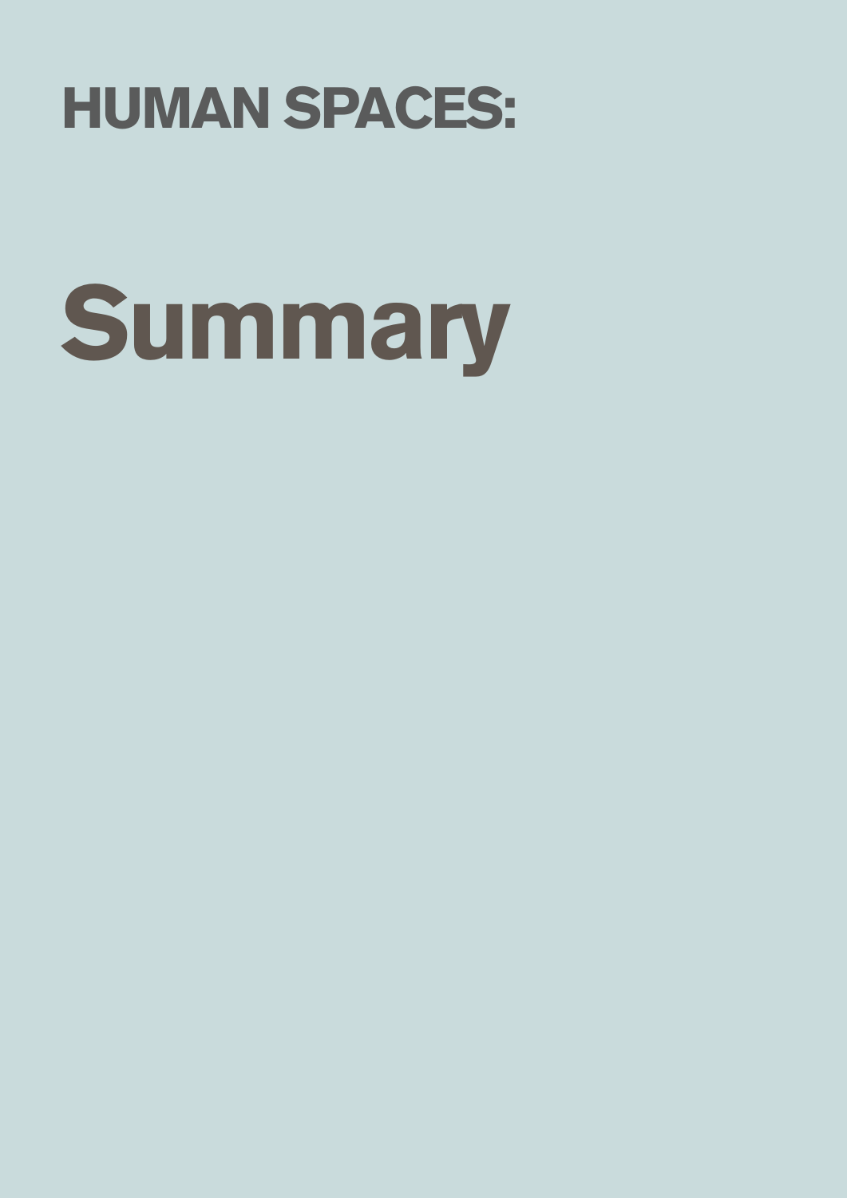## HUMAN SPACES:

# Summary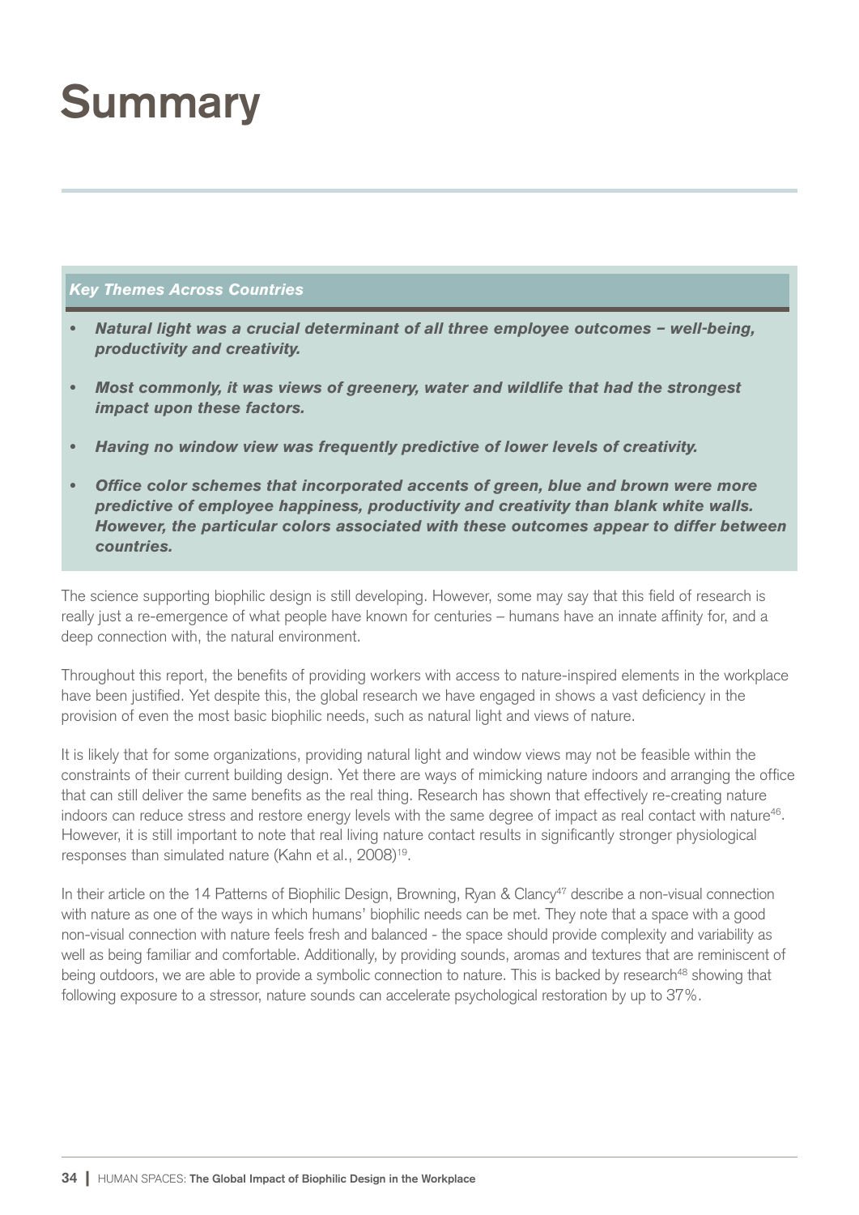# Summary

***Key Themes Across Countries***

- ***Natural light was a crucial determinant of all three employee outcomes – well-being, productivity and creativity.***
- ***Most commonly, it was views of greenery, water and wildlife that had the strongest impact upon these factors.***
- ***Having no window view was frequently predictive of lower levels of creativity.***
- ***Office color schemes that incorporated accents of green, blue and brown were more predictive of employee happiness, productivity and creativity than blank white walls. However, the particular colors associated with these outcomes appear to differ between countries.***

The science supporting biophilic design is still developing. However, some may say that this field of research is really just a re-emergence of what people have known for centuries – humans have an innate affinity for, and a deep connection with, the natural environment.

Throughout this report, the benefits of providing workers with access to nature-inspired elements in the workplace have been justified. Yet despite this, the global research we have engaged in shows a vast deficiency in the provision of even the most basic biophilic needs, such as natural light and views of nature.

It is likely that for some organizations, providing natural light and window views may not be feasible within the constraints of their current building design. Yet there are ways of mimicking nature indoors and arranging the office that can still deliver the same benefits as the real thing. Research has shown that effectively re-creating nature indoors can reduce stress and restore energy levels with the same degree of impact as real contact with nature[46]. However, it is still important to note that real living nature contact results in significantly stronger physiological responses than simulated nature (Kahn et al., 2008)[19].

In their article on the 14 Patterns of Biophilic Design, Browning, Ryan & Clancy[47] describe a non-visual connection with nature as one of the ways in which humans' biophilic needs can be met. They note that a space with a good non-visual connection with nature feels fresh and balanced - the space should provide complexity and variability as well as being familiar and comfortable. Additionally, by providing sounds, aromas and textures that are reminiscent of being outdoors, we are able to provide a symbolic connection to nature. This is backed by research[48] showing that following exposure to a stressor, nature sounds can accelerate psychological restoration by up to 37%.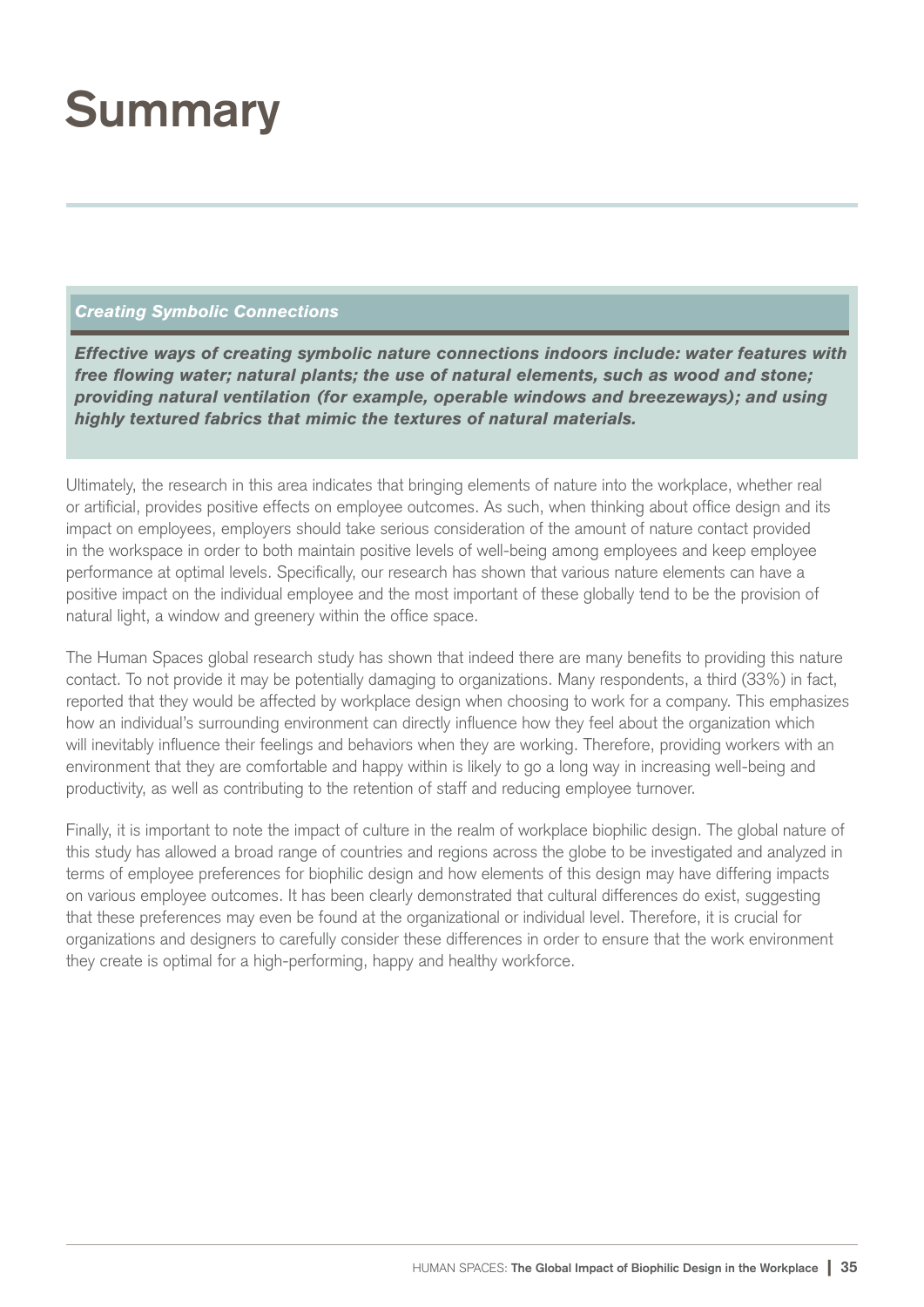# Summary

***Creating Symbolic Connections***

***Effective ways of creating symbolic nature connections indoors include: water features with free flowing water; natural plants; the use of natural elements, such as wood and stone; providing natural ventilation (for example, operable windows and breezeways); and using highly textured fabrics that mimic the textures of natural materials.***

Ultimately, the research in this area indicates that bringing elements of nature into the workplace, whether real or artificial, provides positive effects on employee outcomes. As such, when thinking about office design and its impact on employees, employers should take serious consideration of the amount of nature contact provided in the workspace in order to both maintain positive levels of well-being among employees and keep employee performance at optimal levels. Specifically, our research has shown that various nature elements can have a positive impact on the individual employee and the most important of these globally tend to be the provision of natural light, a window and greenery within the office space.

The Human Spaces global research study has shown that indeed there are many benefits to providing this nature contact. To not provide it may be potentially damaging to organizations. Many respondents, a third (33%) in fact, reported that they would be affected by workplace design when choosing to work for a company. This emphasizes how an individual's surrounding environment can directly influence how they feel about the organization which will inevitably influence their feelings and behaviors when they are working. Therefore, providing workers with an environment that they are comfortable and happy within is likely to go a long way in increasing well-being and productivity, as well as contributing to the retention of staff and reducing employee turnover.

Finally, it is important to note the impact of culture in the realm of workplace biophilic design. The global nature of this study has allowed a broad range of countries and regions across the globe to be investigated and analyzed in terms of employee preferences for biophilic design and how elements of this design may have differing impacts on various employee outcomes. It has been clearly demonstrated that cultural differences do exist, suggesting that these preferences may even be found at the organizational or individual level. Therefore, it is crucial for organizations and designers to carefully consider these differences in order to ensure that the work environment they create is optimal for a high-performing, happy and healthy workforce.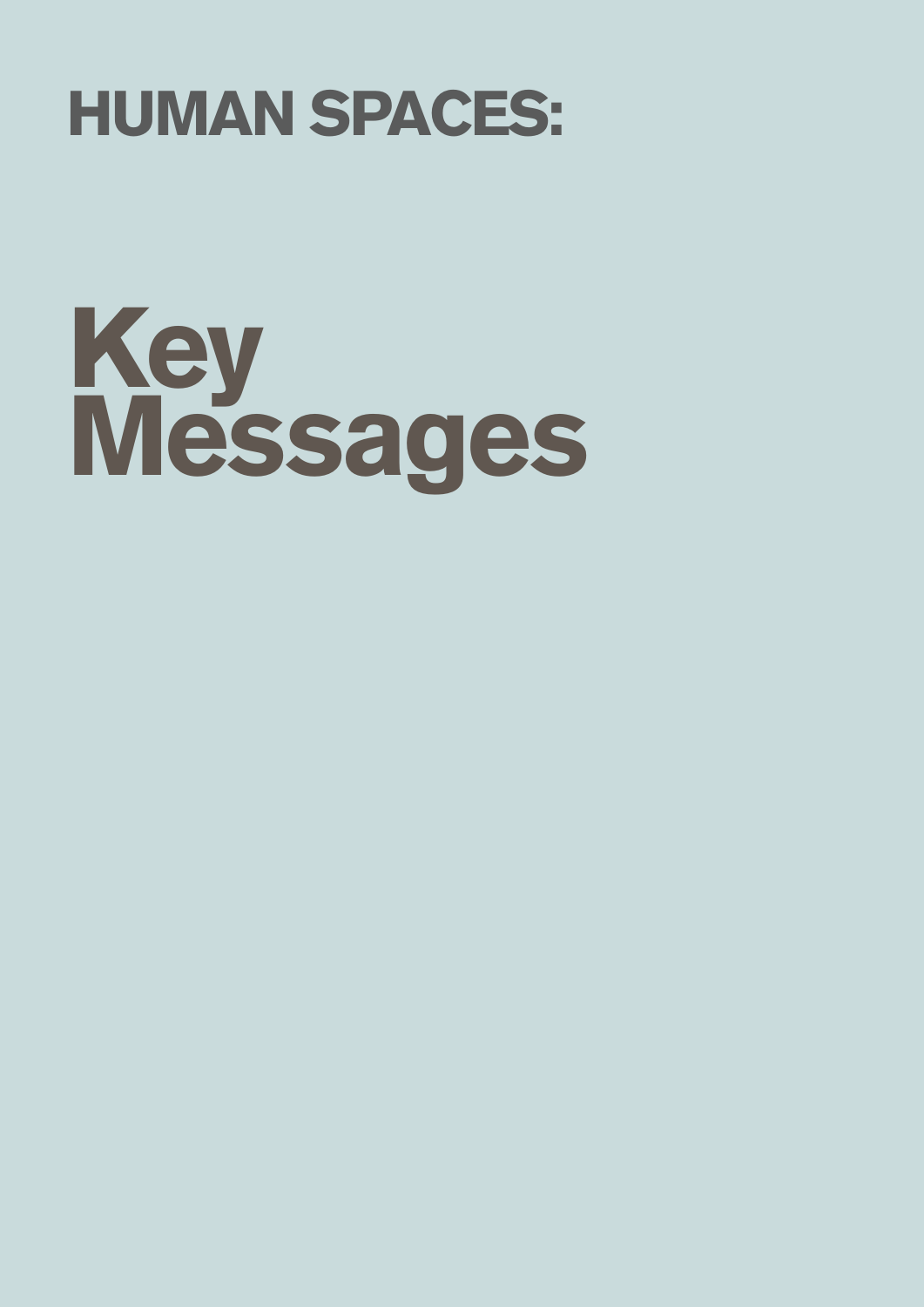## HUMAN SPACES:

# Key Messages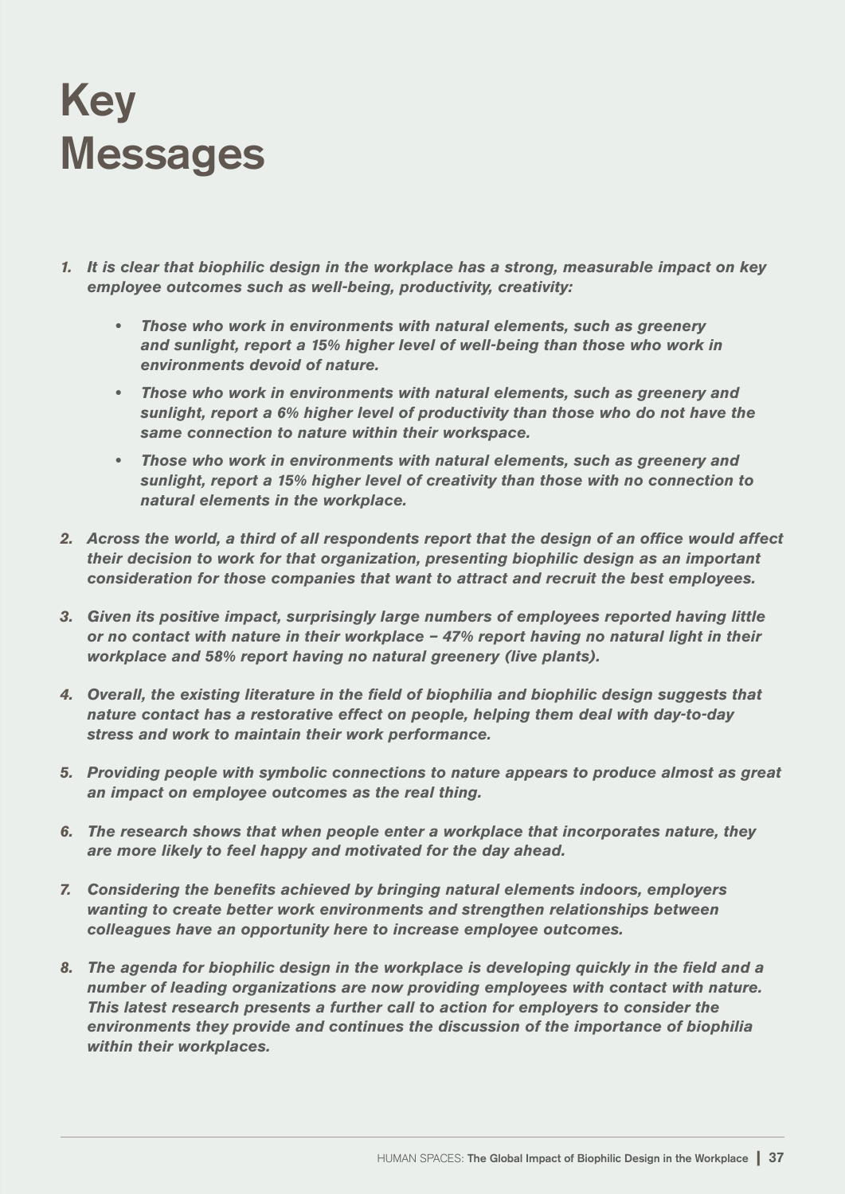# Key Messages

1. *It is clear that biophilic design in the workplace has a strong, measurable impact on key employee outcomes such as well-being, productivity, creativity:*
    - *Those who work in environments with natural elements, such as greenery and sunlight, report a 15% higher level of well-being than those who work in environments devoid of nature.*
    - *Those who work in environments with natural elements, such as greenery and sunlight, report a 6% higher level of productivity than those who do not have the same connection to nature within their workspace.*
    - *Those who work in environments with natural elements, such as greenery and sunlight, report a 15% higher level of creativity than those with no connection to natural elements in the workplace.*
2. *Across the world, a third of all respondents report that the design of an office would affect their decision to work for that organization, presenting biophilic design as an important consideration for those companies that want to attract and recruit the best employees.*
3. *Given its positive impact, surprisingly large numbers of employees reported having little or no contact with nature in their workplace – 47% report having no natural light in their workplace and 58% report having no natural greenery (live plants).*
4. *Overall, the existing literature in the field of biophilia and biophilic design suggests that nature contact has a restorative effect on people, helping them deal with day-to-day stress and work to maintain their work performance.*
5. *Providing people with symbolic connections to nature appears to produce almost as great an impact on employee outcomes as the real thing.*
6. *The research shows that when people enter a workplace that incorporates nature, they are more likely to feel happy and motivated for the day ahead.*
7. *Considering the benefits achieved by bringing natural elements indoors, employers wanting to create better work environments and strengthen relationships between colleagues have an opportunity here to increase employee outcomes.*
8. *The agenda for biophilic design in the workplace is developing quickly in the field and a number of leading organizations are now providing employees with contact with nature. This latest research presents a further call to action for employers to consider the environments they provide and continues the discussion of the importance of biophilia within their workplaces.*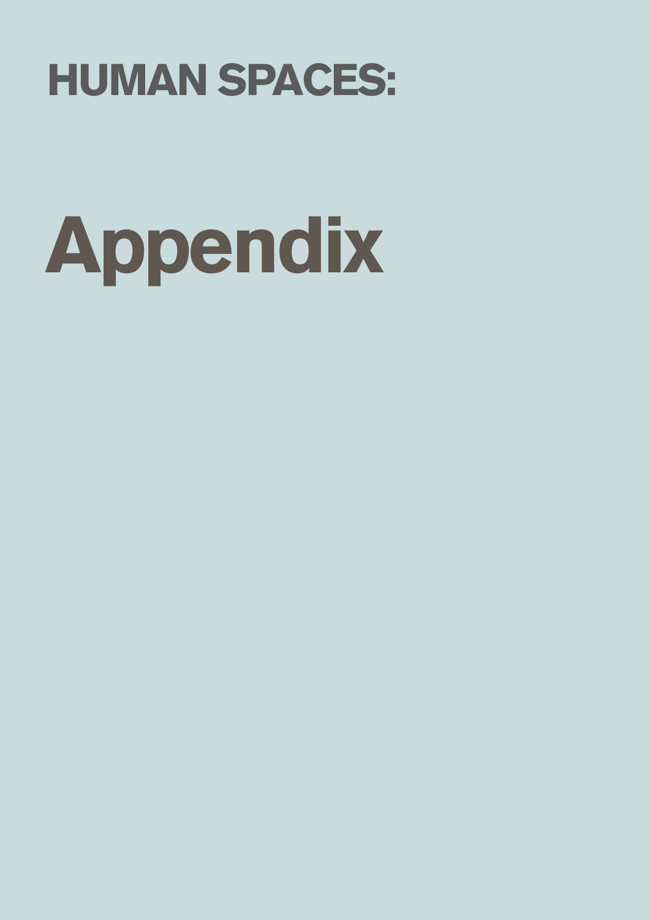HUMAN SPACES:

# Appendix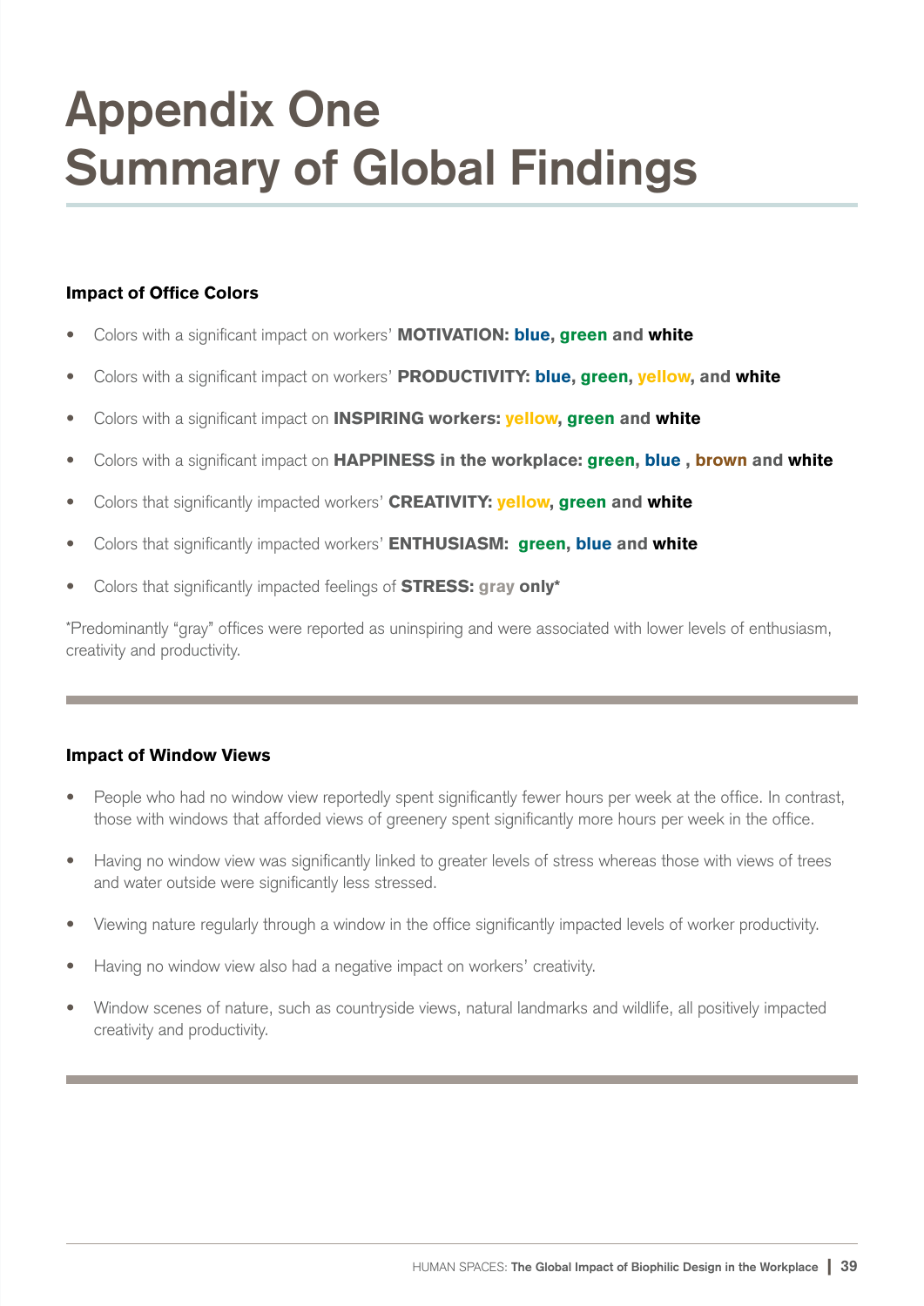# Appendix One
# Summary of Global Findings

**Impact of Office Colors**

- Colors with a significant impact on workers' **MOTIVATION: blue, green and white**
- Colors with a significant impact on workers' **PRODUCTIVITY: blue, green, yellow, and white**
- Colors with a significant impact on **INSPIRING workers: yellow, green and white**
- Colors with a significant impact on **HAPPINESS in the workplace: green, blue , brown and white**
- Colors that significantly impacted workers' **CREATIVITY: yellow, green and white**
- Colors that significantly impacted workers' **ENTHUSIASM: green, blue and white**
- Colors that significantly impacted feelings of **STRESS: gray only***

*Predominantly "gray" offices were reported as uninspiring and were associated with lower levels of enthusiasm, creativity and productivity.

**Impact of Window Views**

- People who had no window view reportedly spent significantly fewer hours per week at the office. In contrast, those with windows that afforded views of greenery spent significantly more hours per week in the office.
- Having no window view was significantly linked to greater levels of stress whereas those with views of trees and water outside were significantly less stressed.
- Viewing nature regularly through a window in the office significantly impacted levels of worker productivity.
- Having no window view also had a negative impact on workers' creativity.
- Window scenes of nature, such as countryside views, natural landmarks and wildlife, all positively impacted creativity and productivity.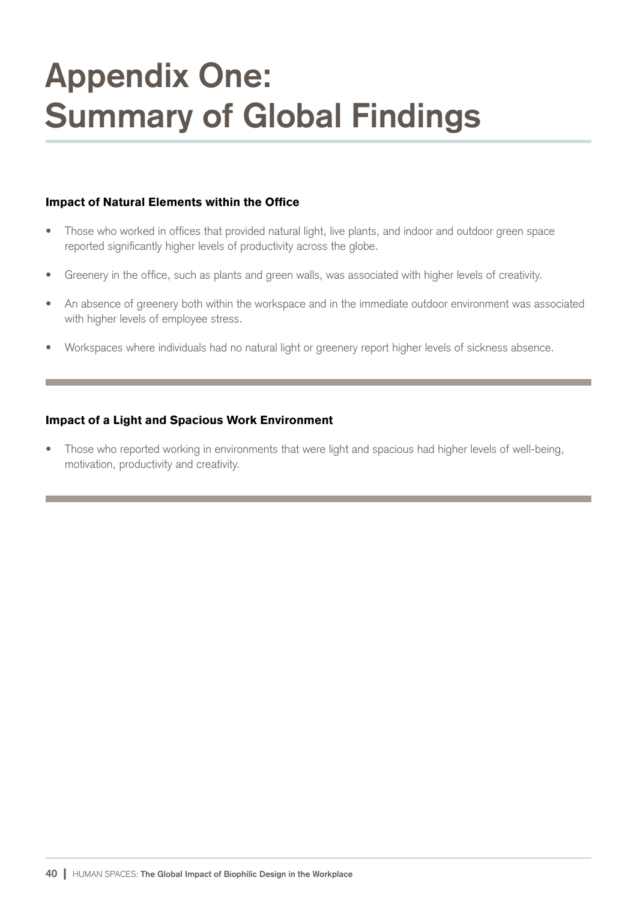# Appendix One: Summary of Global Findings

**Impact of Natural Elements within the Office**

- Those who worked in offices that provided natural light, live plants, and indoor and outdoor green space reported significantly higher levels of productivity across the globe.
- Greenery in the office, such as plants and green walls, was associated with higher levels of creativity.
- An absence of greenery both within the workspace and in the immediate outdoor environment was associated with higher levels of employee stress.
- Workspaces where individuals had no natural light or greenery report higher levels of sickness absence.

**Impact of a Light and Spacious Work Environment**

- Those who reported working in environments that were light and spacious had higher levels of well-being, motivation, productivity and creativity.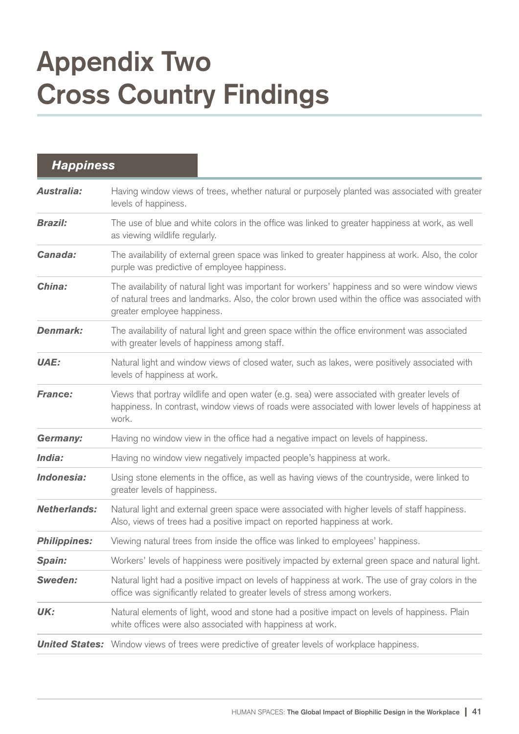# Appendix Two
# Cross Country Findings

## *Happiness*

| | |
|---|---|
| ***Australia:*** | Having window views of trees, whether natural or purposely planted was associated with greater levels of happiness. |
| ***Brazil:*** | The use of blue and white colors in the office was linked to greater happiness at work, as well as viewing wildlife regularly. |
| ***Canada:*** | The availability of external green space was linked to greater happiness at work. Also, the color purple was predictive of employee happiness. |
| ***China:*** | The availability of natural light was important for workers' happiness and so were window views of natural trees and landmarks. Also, the color brown used within the office was associated with greater employee happiness. |
| ***Denmark:*** | The availability of natural light and green space within the office environment was associated with greater levels of happiness among staff. |
| ***UAE:*** | Natural light and window views of closed water, such as lakes, were positively associated with levels of happiness at work. |
| ***France:*** | Views that portray wildlife and open water (e.g. sea) were associated with greater levels of happiness. In contrast, window views of roads were associated with lower levels of happiness at work. |
| ***Germany:*** | Having no window view in the office had a negative impact on levels of happiness. |
| ***India:*** | Having no window view negatively impacted people's happiness at work. |
| ***Indonesia:*** | Using stone elements in the office, as well as having views of the countryside, were linked to greater levels of happiness. |
| ***Netherlands:*** | Natural light and external green space were associated with higher levels of staff happiness. Also, views of trees had a positive impact on reported happiness at work. |
| ***Philippines:*** | Viewing natural trees from inside the office was linked to employees' happiness. |
| ***Spain:*** | Workers' levels of happiness were positively impacted by external green space and natural light. |
| ***Sweden:*** | Natural light had a positive impact on levels of happiness at work. The use of gray colors in the office was significantly related to greater levels of stress among workers. |
| ***UK:*** | Natural elements of light, wood and stone had a positive impact on levels of happiness. Plain white offices were also associated with happiness at work. |
| ***United States:*** | Window views of trees were predictive of greater levels of workplace happiness. |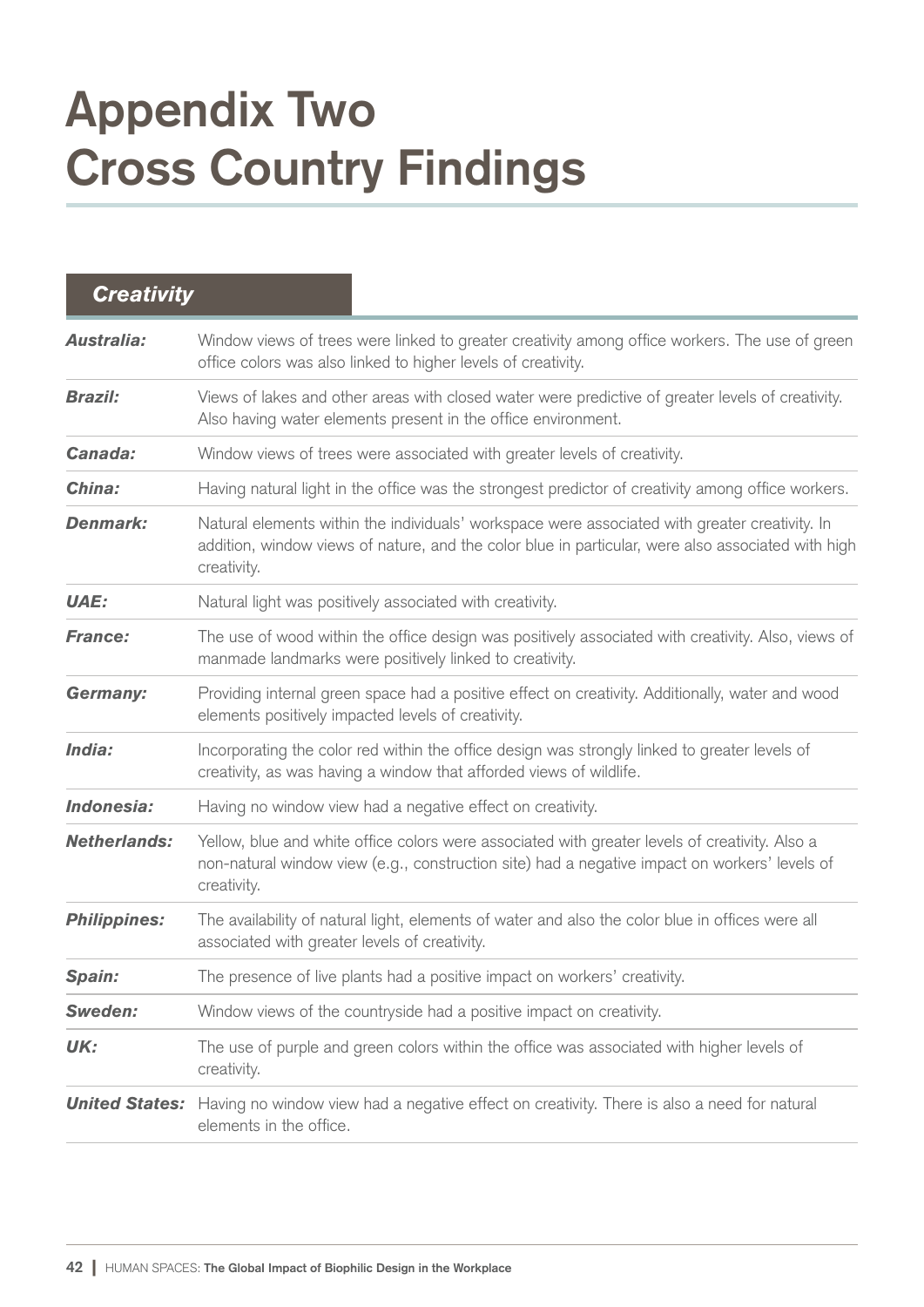# Appendix Two
# Cross Country Findings

## *Creativity*

| | |
|---|---|
| ***Australia:*** | Window views of trees were linked to greater creativity among office workers. The use of green office colors was also linked to higher levels of creativity. |
| ***Brazil:*** | Views of lakes and other areas with closed water were predictive of greater levels of creativity. Also having water elements present in the office environment. |
| ***Canada:*** | Window views of trees were associated with greater levels of creativity. |
| ***China:*** | Having natural light in the office was the strongest predictor of creativity among office workers. |
| ***Denmark:*** | Natural elements within the individuals' workspace were associated with greater creativity. In addition, window views of nature, and the color blue in particular, were also associated with high creativity. |
| ***UAE:*** | Natural light was positively associated with creativity. |
| ***France:*** | The use of wood within the office design was positively associated with creativity. Also, views of manmade landmarks were positively linked to creativity. |
| ***Germany:*** | Providing internal green space had a positive effect on creativity. Additionally, water and wood elements positively impacted levels of creativity. |
| ***India:*** | Incorporating the color red within the office design was strongly linked to greater levels of creativity, as was having a window that afforded views of wildlife. |
| ***Indonesia:*** | Having no window view had a negative effect on creativity. |
| ***Netherlands:*** | Yellow, blue and white office colors were associated with greater levels of creativity. Also a non-natural window view (e.g., construction site) had a negative impact on workers' levels of creativity. |
| ***Philippines:*** | The availability of natural light, elements of water and also the color blue in offices were all associated with greater levels of creativity. |
| ***Spain:*** | The presence of live plants had a positive impact on workers' creativity. |
| ***Sweden:*** | Window views of the countryside had a positive impact on creativity. |
| ***UK:*** | The use of purple and green colors within the office was associated with higher levels of creativity. |
| ***United States:*** | Having no window view had a negative effect on creativity. There is also a need for natural elements in the office. |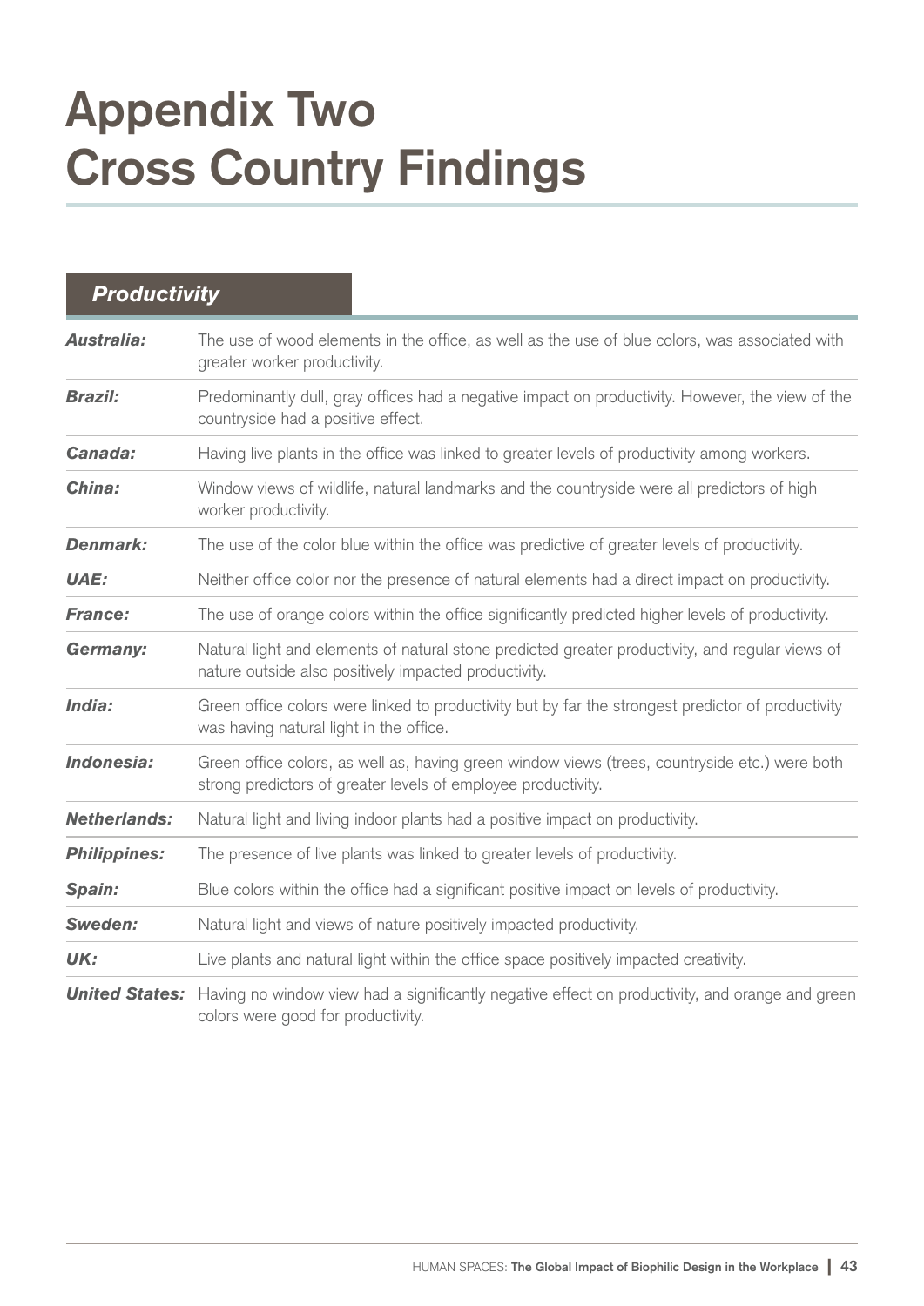# Appendix Two
# Cross Country Findings

## *Productivity*

| | |
|---|---|
| ***Australia:*** | The use of wood elements in the office, as well as the use of blue colors, was associated with greater worker productivity. |
| ***Brazil:*** | Predominantly dull, gray offices had a negative impact on productivity. However, the view of the countryside had a positive effect. |
| ***Canada:*** | Having live plants in the office was linked to greater levels of productivity among workers. |
| ***China:*** | Window views of wildlife, natural landmarks and the countryside were all predictors of high worker productivity. |
| ***Denmark:*** | The use of the color blue within the office was predictive of greater levels of productivity. |
| ***UAE:*** | Neither office color nor the presence of natural elements had a direct impact on productivity. |
| ***France:*** | The use of orange colors within the office significantly predicted higher levels of productivity. |
| ***Germany:*** | Natural light and elements of natural stone predicted greater productivity, and regular views of nature outside also positively impacted productivity. |
| ***India:*** | Green office colors were linked to productivity but by far the strongest predictor of productivity was having natural light in the office. |
| ***Indonesia:*** | Green office colors, as well as, having green window views (trees, countryside etc.) were both strong predictors of greater levels of employee productivity. |
| ***Netherlands:*** | Natural light and living indoor plants had a positive impact on productivity. |
| ***Philippines:*** | The presence of live plants was linked to greater levels of productivity. |
| ***Spain:*** | Blue colors within the office had a significant positive impact on levels of productivity. |
| ***Sweden:*** | Natural light and views of nature positively impacted productivity. |
| ***UK:*** | Live plants and natural light within the office space positively impacted creativity. |
| ***United States:*** | Having no window view had a significantly negative effect on productivity, and orange and green colors were good for productivity. |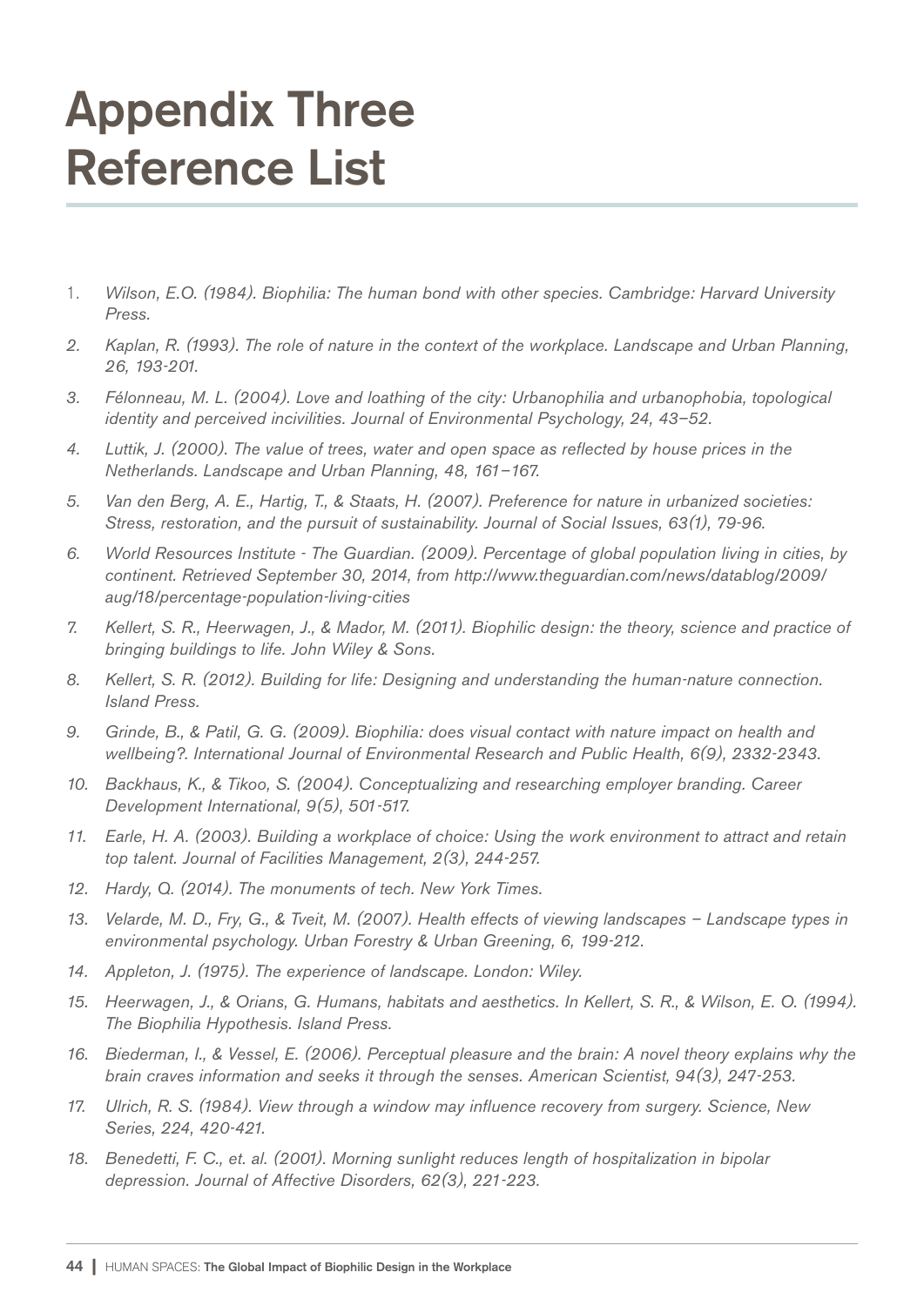# Appendix Three Reference List

1. *Wilson, E.O. (1984). Biophilia: The human bond with other species. Cambridge: Harvard University Press.*
2. *Kaplan, R. (1993). The role of nature in the context of the workplace. Landscape and Urban Planning, 26, 193-201.*
3. *Félonneau, M. L. (2004). Love and loathing of the city: Urbanophilia and urbanophobia, topological identity and perceived incivilities. Journal of Environmental Psychology, 24, 43–52.*
4. *Luttik, J. (2000). The value of trees, water and open space as reflected by house prices in the Netherlands. Landscape and Urban Planning, 48, 161–167.*
5. *Van den Berg, A. E., Hartig, T., & Staats, H. (2007). Preference for nature in urbanized societies: Stress, restoration, and the pursuit of sustainability. Journal of Social Issues, 63(1), 79-96.*
6. *World Resources Institute - The Guardian. (2009). Percentage of global population living in cities, by continent. Retrieved September 30, 2014, from http://www.theguardian.com/news/datablog/2009/aug/18/percentage-population-living-cities*
7. *Kellert, S. R., Heerwagen, J., & Mador, M. (2011). Biophilic design: the theory, science and practice of bringing buildings to life. John Wiley & Sons.*
8. *Kellert, S. R. (2012). Building for life: Designing and understanding the human-nature connection. Island Press.*
9. *Grinde, B., & Patil, G. G. (2009). Biophilia: does visual contact with nature impact on health and wellbeing?. International Journal of Environmental Research and Public Health, 6(9), 2332-2343.*
10. *Backhaus, K., & Tikoo, S. (2004). Conceptualizing and researching employer branding. Career Development International, 9(5), 501-517.*
11. *Earle, H. A. (2003). Building a workplace of choice: Using the work environment to attract and retain top talent. Journal of Facilities Management, 2(3), 244-257.*
12. *Hardy, Q. (2014). The monuments of tech. New York Times.*
13. *Velarde, M. D., Fry, G., & Tveit, M. (2007). Health effects of viewing landscapes – Landscape types in environmental psychology. Urban Forestry & Urban Greening, 6, 199-212.*
14. *Appleton, J. (1975). The experience of landscape. London: Wiley.*
15. *Heerwagen, J., & Orians, G. Humans, habitats and aesthetics. In Kellert, S. R., & Wilson, E. O. (1994). The Biophilia Hypothesis. Island Press.*
16. *Biederman, I., & Vessel, E. (2006). Perceptual pleasure and the brain: A novel theory explains why the brain craves information and seeks it through the senses. American Scientist, 94(3), 247-253.*
17. *Ulrich, R. S. (1984). View through a window may influence recovery from surgery. Science, New Series, 224, 420-421.*
18. *Benedetti, F. C., et. al. (2001). Morning sunlight reduces length of hospitalization in bipolar depression. Journal of Affective Disorders, 62(3), 221-223.*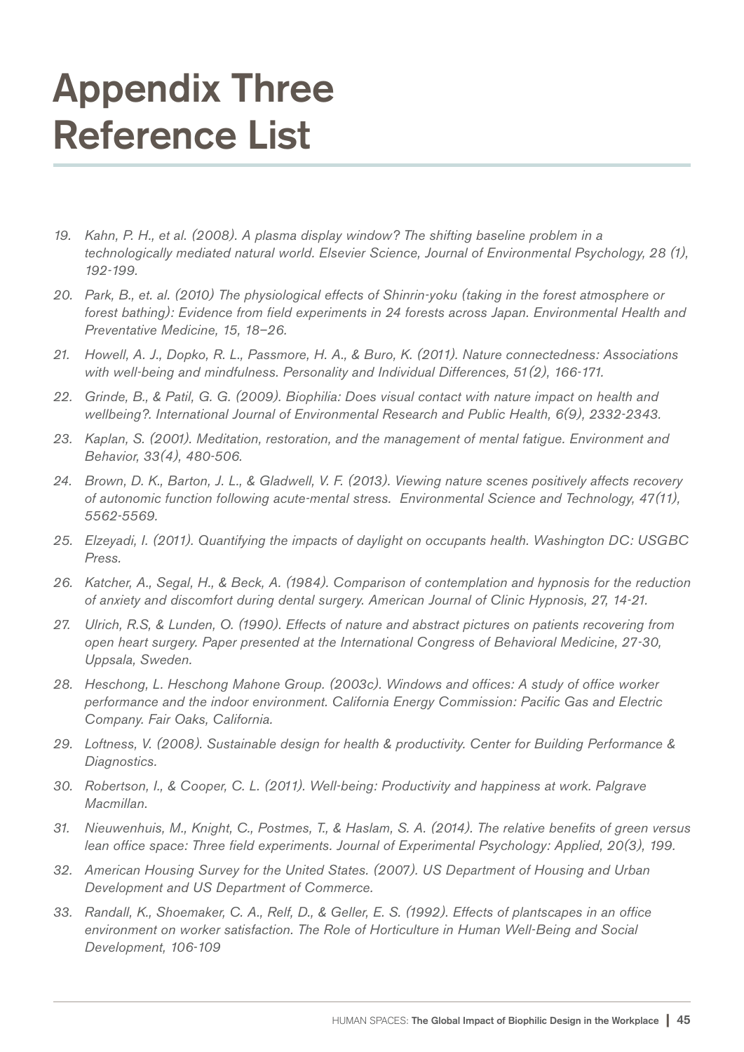# Appendix Three Reference List

19. *Kahn, P. H., et al. (2008). A plasma display window? The shifting baseline problem in a technologically mediated natural world. Elsevier Science, Journal of Environmental Psychology, 28 (1), 192-199.*
20. *Park, B., et. al. (2010) The physiological effects of Shinrin-yoku (taking in the forest atmosphere or forest bathing): Evidence from field experiments in 24 forests across Japan. Environmental Health and Preventative Medicine, 15, 18–26.*
21. *Howell, A. J., Dopko, R. L., Passmore, H. A., & Buro, K. (2011). Nature connectedness: Associations with well-being and mindfulness. Personality and Individual Differences, 51(2), 166-171.*
22. *Grinde, B., & Patil, G. G. (2009). Biophilia: Does visual contact with nature impact on health and wellbeing?. International Journal of Environmental Research and Public Health, 6(9), 2332-2343.*
23. *Kaplan, S. (2001). Meditation, restoration, and the management of mental fatigue. Environment and Behavior, 33(4), 480-506.*
24. *Brown, D. K., Barton, J. L., & Gladwell, V. F. (2013). Viewing nature scenes positively affects recovery of autonomic function following acute-mental stress. Environmental Science and Technology, 47(11), 5562-5569.*
25. *Elzeyadi, I. (2011). Quantifying the impacts of daylight on occupants health. Washington DC: USGBC Press.*
26. *Katcher, A., Segal, H., & Beck, A. (1984). Comparison of contemplation and hypnosis for the reduction of anxiety and discomfort during dental surgery. American Journal of Clinic Hypnosis, 27, 14-21.*
27. *Ulrich, R.S, & Lunden, O. (1990). Effects of nature and abstract pictures on patients recovering from open heart surgery. Paper presented at the International Congress of Behavioral Medicine, 27-30, Uppsala, Sweden.*
28. *Heschong, L. Heschong Mahone Group. (2003c). Windows and offices: A study of office worker performance and the indoor environment. California Energy Commission: Pacific Gas and Electric Company. Fair Oaks, California.*
29. *Loftness, V. (2008). Sustainable design for health & productivity. Center for Building Performance & Diagnostics.*
30. *Robertson, I., & Cooper, C. L. (2011). Well-being: Productivity and happiness at work. Palgrave Macmillan.*
31. *Nieuwenhuis, M., Knight, C., Postmes, T., & Haslam, S. A. (2014). The relative benefits of green versus lean office space: Three field experiments. Journal of Experimental Psychology: Applied, 20(3), 199.*
32. *American Housing Survey for the United States. (2007). US Department of Housing and Urban Development and US Department of Commerce.*
33. *Randall, K., Shoemaker, C. A., Relf, D., & Geller, E. S. (1992). Effects of plantscapes in an office environment on worker satisfaction. The Role of Horticulture in Human Well-Being and Social Development, 106-109*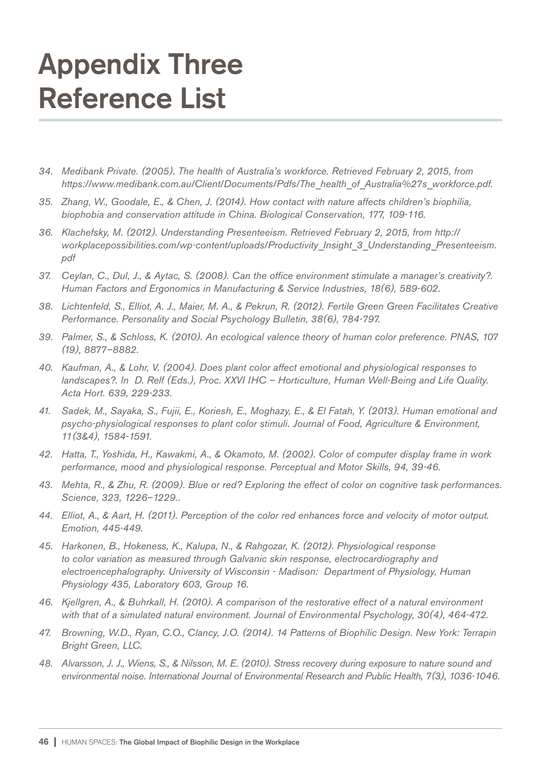# Appendix Three Reference List

34. *Medibank Private. (2005). The health of Australia's workforce. Retrieved February 2, 2015, from https://www.medibank.com.au/Client/Documents/Pdfs/The_health_of_Australia%27s_workforce.pdf.*
35. *Zhang, W., Goodale, E., & Chen, J. (2014). How contact with nature affects children's biophilia, biophobia and conservation attitude in China. Biological Conservation, 177, 109-116.*
36. *Klachefsky, M. (2012). Understanding Presenteeism. Retrieved February 2, 2015, from http://workplacepossibilities.com/wp-content/uploads/Productivity_Insight_3_Understanding_Presenteeism.pdf*
37. *Ceylan, C., Dul, J., & Aytac, S. (2008). Can the office environment stimulate a manager's creativity?. Human Factors and Ergonomics in Manufacturing & Service Industries, 18(6), 589-602.*
38. *Lichtenfeld, S., Elliot, A. J., Maier, M. A., & Pekrun, R. (2012). Fertile Green Green Facilitates Creative Performance. Personality and Social Psychology Bulletin, 38(6), 784-797.*
39. *Palmer, S., & Schloss, K. (2010). An ecological valence theory of human color preference. PNAS, 107 (19), 8877–8882.*
40. *Kaufman, A., & Lohr, V. (2004). Does plant color affect emotional and physiological responses to landscapes?. In D. Relf (Eds.), Proc. XXVI IHC – Horticulture, Human Well-Being and Life Quality. Acta Hort. 639, 229-233.*
41. *Sadek, M., Sayaka, S., Fujii, E., Koriesh, E., Moghazy, E., & El Fatah, Y. (2013). Human emotional and psycho-physiological responses to plant color stimuli. Journal of Food, Agriculture & Environment, 11(3&4), 1584-1591.*
42. *Hatta, T., Yoshida, H., Kawakmi, A., & Okamoto, M. (2002). Color of computer display frame in work performance, mood and physiological response. Perceptual and Motor Skills, 94, 39-46.*
43. *Mehta, R., & Zhu, R. (2009). Blue or red? Exploring the effect of color on cognitive task performances. Science, 323, 1226–1229..*
44. *Elliot, A., & Aart, H. (2011). Perception of the color red enhances force and velocity of motor output. Emotion, 445-449.*
45. *Harkonen, B., Hokeness, K., Kalupa, N., & Rahgozar, K. (2012). Physiological response to color variation as measured through Galvanic skin response, electrocardiography and electroencephalography. University of Wisconsin - Madison: Department of Physiology, Human Physiology 435, Laboratory 603, Group 16.*
46. *Kjellgren, A., & Buhrkall, H. (2010). A comparison of the restorative effect of a natural environment with that of a simulated natural environment. Journal of Environmental Psychology, 30(4), 464-472.*
47. *Browning, W.D., Ryan, C.O., Clancy, J.O. (2014). 14 Patterns of Biophilic Design. New York: Terrapin Bright Green, LLC.*
48. *Alvarsson, J. J., Wiens, S., & Nilsson, M. E. (2010). Stress recovery during exposure to nature sound and environmental noise. International Journal of Environmental Research and Public Health, 7(3), 1036-1046.*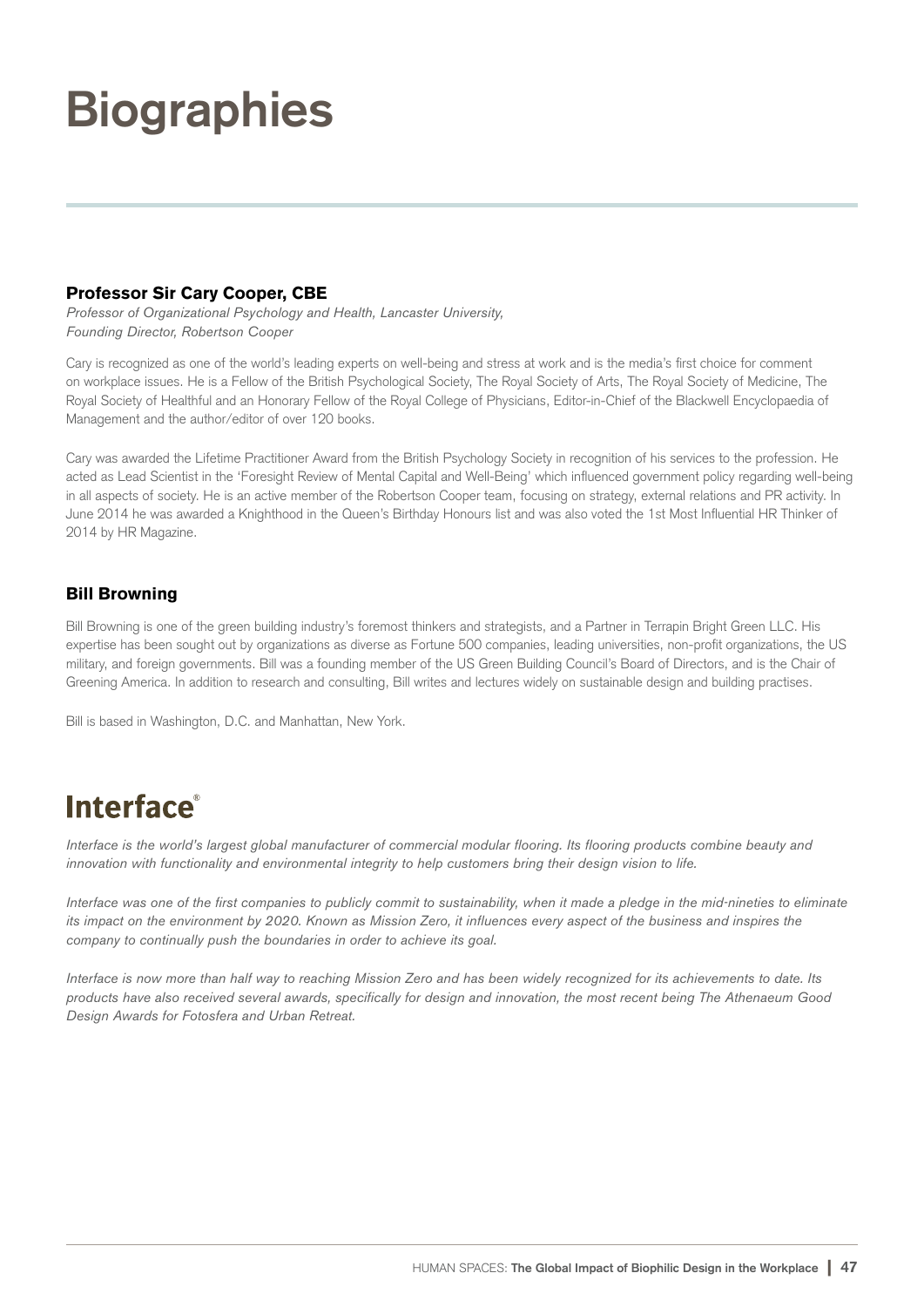# Biographies

### Professor Sir Cary Cooper, CBE

*Professor of Organizational Psychology and Health, Lancaster University,*
*Founding Director, Robertson Cooper*

Cary is recognized as one of the world's leading experts on well-being and stress at work and is the media's first choice for comment on workplace issues. He is a Fellow of the British Psychological Society, The Royal Society of Arts, The Royal Society of Medicine, The Royal Society of Healthful and an Honorary Fellow of the Royal College of Physicians, Editor-in-Chief of the Blackwell Encyclopaedia of Management and the author/editor of over 120 books.

Cary was awarded the Lifetime Practitioner Award from the British Psychology Society in recognition of his services to the profession. He acted as Lead Scientist in the 'Foresight Review of Mental Capital and Well-Being' which influenced government policy regarding well-being in all aspects of society. He is an active member of the Robertson Cooper team, focusing on strategy, external relations and PR activity. In June 2014 he was awarded a Knighthood in the Queen's Birthday Honours list and was also voted the 1st Most Influential HR Thinker of 2014 by HR Magazine.

### Bill Browning

Bill Browning is one of the green building industry's foremost thinkers and strategists, and a Partner in Terrapin Bright Green LLC. His expertise has been sought out by organizations as diverse as Fortune 500 companies, leading universities, non-profit organizations, the US military, and foreign governments. Bill was a founding member of the US Green Building Council's Board of Directors, and is the Chair of Greening America. In addition to research and consulting, Bill writes and lectures widely on sustainable design and building practises.

Bill is based in Washington, D.C. and Manhattan, New York.

## Interface®

*Interface is the world's largest global manufacturer of commercial modular flooring. Its flooring products combine beauty and innovation with functionality and environmental integrity to help customers bring their design vision to life.*

*Interface was one of the first companies to publicly commit to sustainability, when it made a pledge in the mid-nineties to eliminate its impact on the environment by 2020. Known as Mission Zero, it influences every aspect of the business and inspires the company to continually push the boundaries in order to achieve its goal.*

*Interface is now more than half way to reaching Mission Zero and has been widely recognized for its achievements to date. Its products have also received several awards, specifically for design and innovation, the most recent being The Athenaeum Good Design Awards for Fotosfera and Urban Retreat.*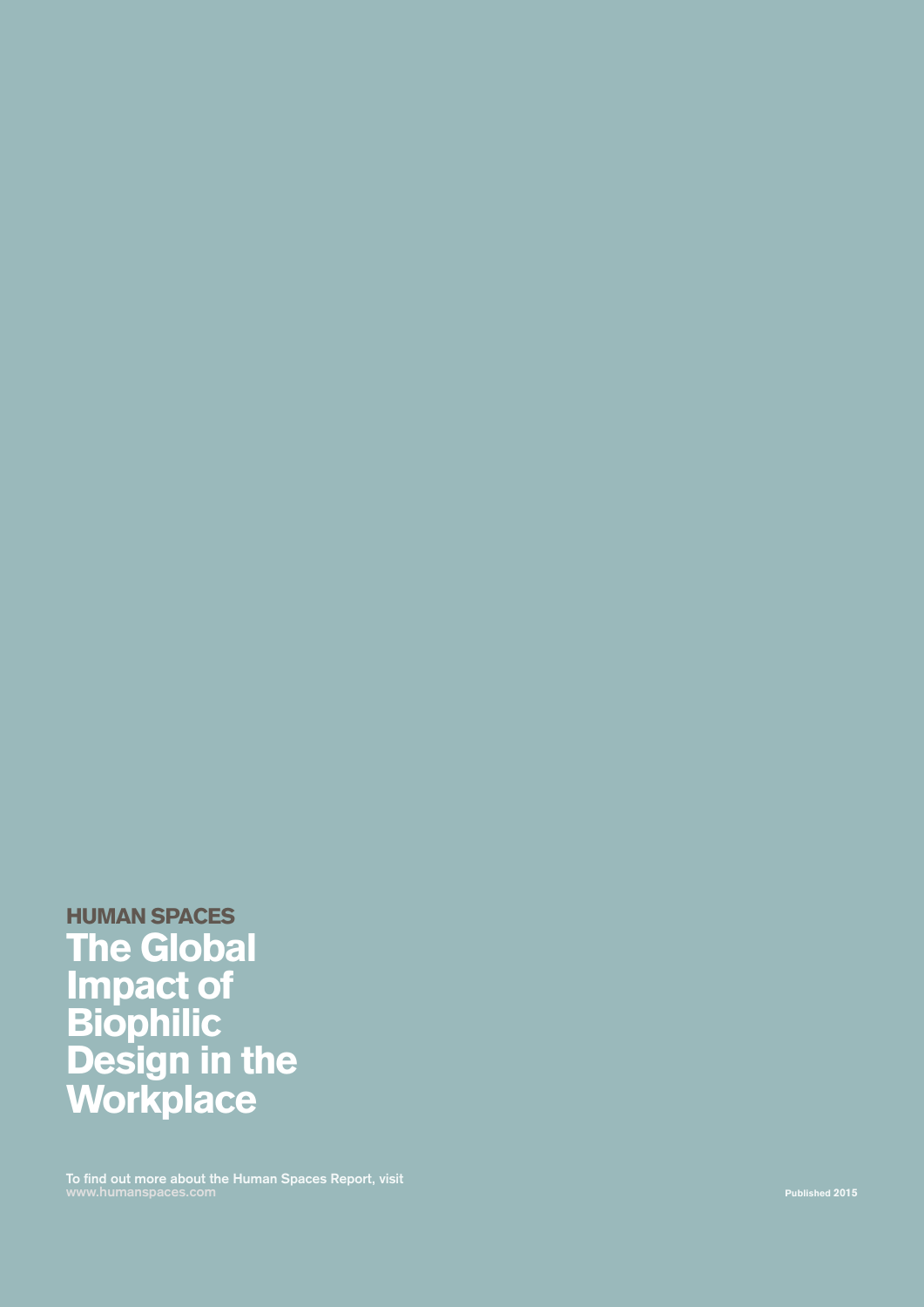**HUMAN SPACES**

# The Global Impact of Biophilic Design in the Workplace

To find out more about the Human Spaces Report, visit
www.humanspaces.com

Published 2015